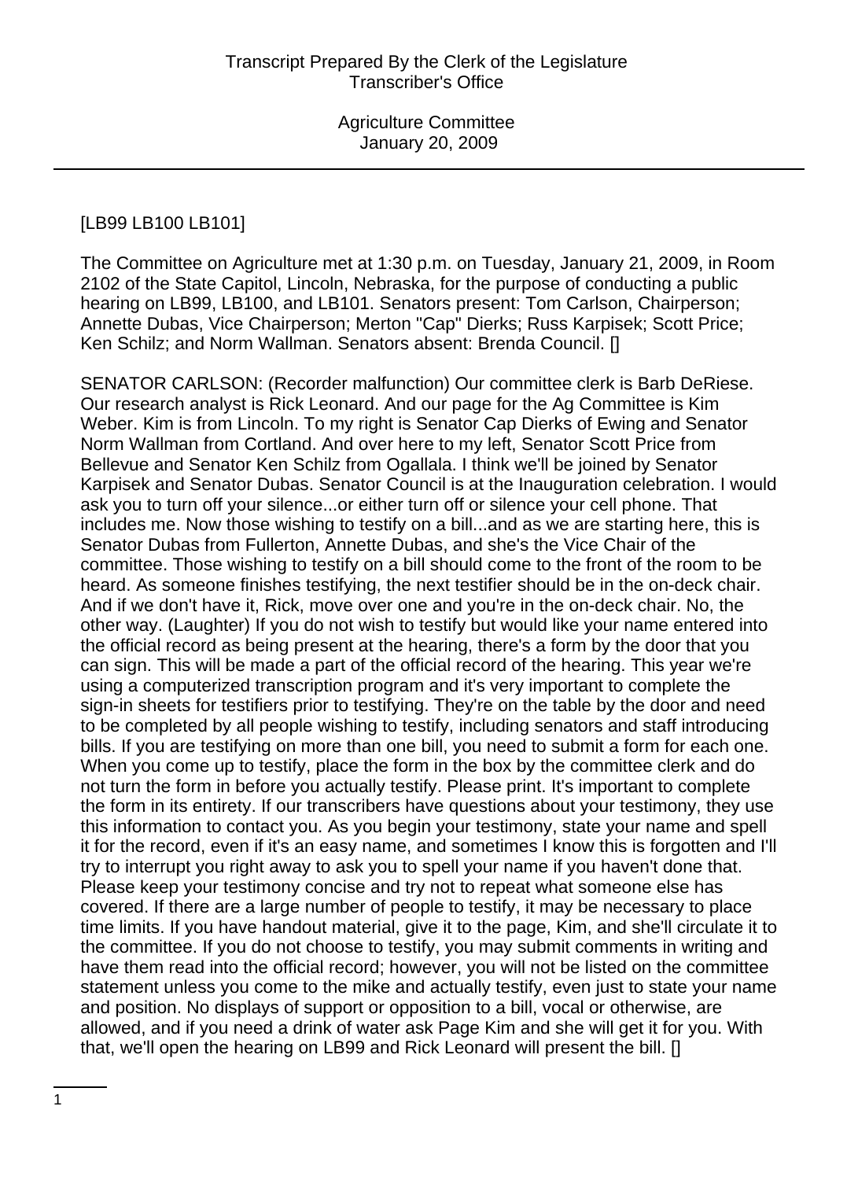[LB99 LB100 LB101]

The Committee on Agriculture met at 1:30 p.m. on Tuesday, January 21, 2009, in Room 2102 of the State Capitol, Lincoln, Nebraska, for the purpose of conducting a public hearing on LB99, LB100, and LB101. Senators present: Tom Carlson, Chairperson; Annette Dubas, Vice Chairperson; Merton "Cap" Dierks; Russ Karpisek; Scott Price; Ken Schilz; and Norm Wallman. Senators absent: Brenda Council. []

SENATOR CARLSON: (Recorder malfunction) Our committee clerk is Barb DeRiese. Our research analyst is Rick Leonard. And our page for the Ag Committee is Kim Weber. Kim is from Lincoln. To my right is Senator Cap Dierks of Ewing and Senator Norm Wallman from Cortland. And over here to my left, Senator Scott Price from Bellevue and Senator Ken Schilz from Ogallala. I think we'll be joined by Senator Karpisek and Senator Dubas. Senator Council is at the Inauguration celebration. I would ask you to turn off your silence...or either turn off or silence your cell phone. That includes me. Now those wishing to testify on a bill...and as we are starting here, this is Senator Dubas from Fullerton, Annette Dubas, and she's the Vice Chair of the committee. Those wishing to testify on a bill should come to the front of the room to be heard. As someone finishes testifying, the next testifier should be in the on-deck chair. And if we don't have it, Rick, move over one and you're in the on-deck chair. No, the other way. (Laughter) If you do not wish to testify but would like your name entered into the official record as being present at the hearing, there's a form by the door that you can sign. This will be made a part of the official record of the hearing. This year we're using a computerized transcription program and it's very important to complete the sign-in sheets for testifiers prior to testifying. They're on the table by the door and need to be completed by all people wishing to testify, including senators and staff introducing bills. If you are testifying on more than one bill, you need to submit a form for each one. When you come up to testify, place the form in the box by the committee clerk and do not turn the form in before you actually testify. Please print. It's important to complete the form in its entirety. If our transcribers have questions about your testimony, they use this information to contact you. As you begin your testimony, state your name and spell it for the record, even if it's an easy name, and sometimes I know this is forgotten and I'll try to interrupt you right away to ask you to spell your name if you haven't done that. Please keep your testimony concise and try not to repeat what someone else has covered. If there are a large number of people to testify, it may be necessary to place time limits. If you have handout material, give it to the page, Kim, and she'll circulate it to the committee. If you do not choose to testify, you may submit comments in writing and have them read into the official record; however, you will not be listed on the committee statement unless you come to the mike and actually testify, even just to state your name and position. No displays of support or opposition to a bill, vocal or otherwise, are allowed, and if you need a drink of water ask Page Kim and she will get it for you. With that, we'll open the hearing on LB99 and Rick Leonard will present the bill. []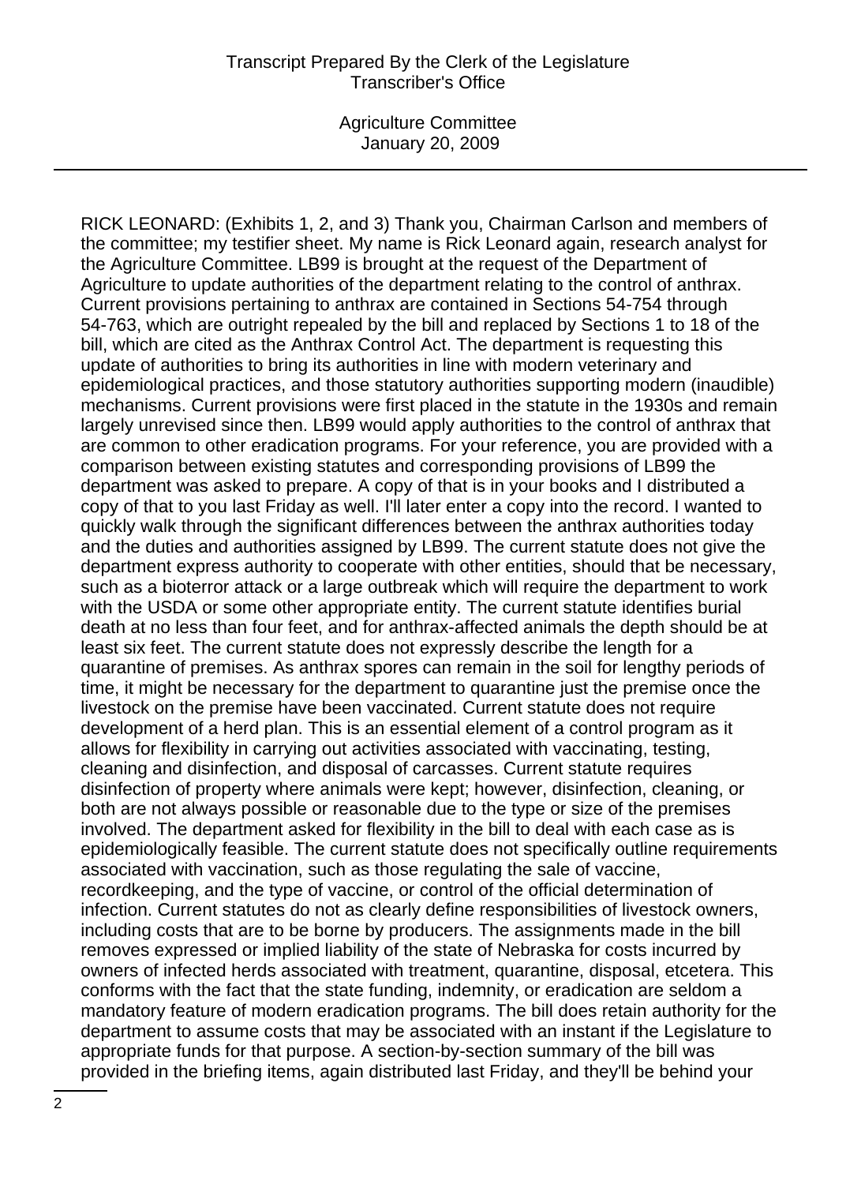RICK LEONARD: (Exhibits 1, 2, and 3) Thank you, Chairman Carlson and members of the committee; my testifier sheet. My name is Rick Leonard again, research analyst for the Agriculture Committee. LB99 is brought at the request of the Department of Agriculture to update authorities of the department relating to the control of anthrax. Current provisions pertaining to anthrax are contained in Sections 54-754 through 54-763, which are outright repealed by the bill and replaced by Sections 1 to 18 of the bill, which are cited as the Anthrax Control Act. The department is requesting this update of authorities to bring its authorities in line with modern veterinary and epidemiological practices, and those statutory authorities supporting modern (inaudible) mechanisms. Current provisions were first placed in the statute in the 1930s and remain largely unrevised since then. LB99 would apply authorities to the control of anthrax that are common to other eradication programs. For your reference, you are provided with a comparison between existing statutes and corresponding provisions of LB99 the department was asked to prepare. A copy of that is in your books and I distributed a copy of that to you last Friday as well. I'll later enter a copy into the record. I wanted to quickly walk through the significant differences between the anthrax authorities today and the duties and authorities assigned by LB99. The current statute does not give the department express authority to cooperate with other entities, should that be necessary, such as a bioterror attack or a large outbreak which will require the department to work with the USDA or some other appropriate entity. The current statute identifies burial death at no less than four feet, and for anthrax-affected animals the depth should be at least six feet. The current statute does not expressly describe the length for a quarantine of premises. As anthrax spores can remain in the soil for lengthy periods of time, it might be necessary for the department to quarantine just the premise once the livestock on the premise have been vaccinated. Current statute does not require development of a herd plan. This is an essential element of a control program as it allows for flexibility in carrying out activities associated with vaccinating, testing, cleaning and disinfection, and disposal of carcasses. Current statute requires disinfection of property where animals were kept; however, disinfection, cleaning, or both are not always possible or reasonable due to the type or size of the premises involved. The department asked for flexibility in the bill to deal with each case as is epidemiologically feasible. The current statute does not specifically outline requirements associated with vaccination, such as those regulating the sale of vaccine, recordkeeping, and the type of vaccine, or control of the official determination of infection. Current statutes do not as clearly define responsibilities of livestock owners, including costs that are to be borne by producers. The assignments made in the bill removes expressed or implied liability of the state of Nebraska for costs incurred by owners of infected herds associated with treatment, quarantine, disposal, etcetera. This conforms with the fact that the state funding, indemnity, or eradication are seldom a mandatory feature of modern eradication programs. The bill does retain authority for the department to assume costs that may be associated with an instant if the Legislature to appropriate funds for that purpose. A section-by-section summary of the bill was provided in the briefing items, again distributed last Friday, and they'll be behind your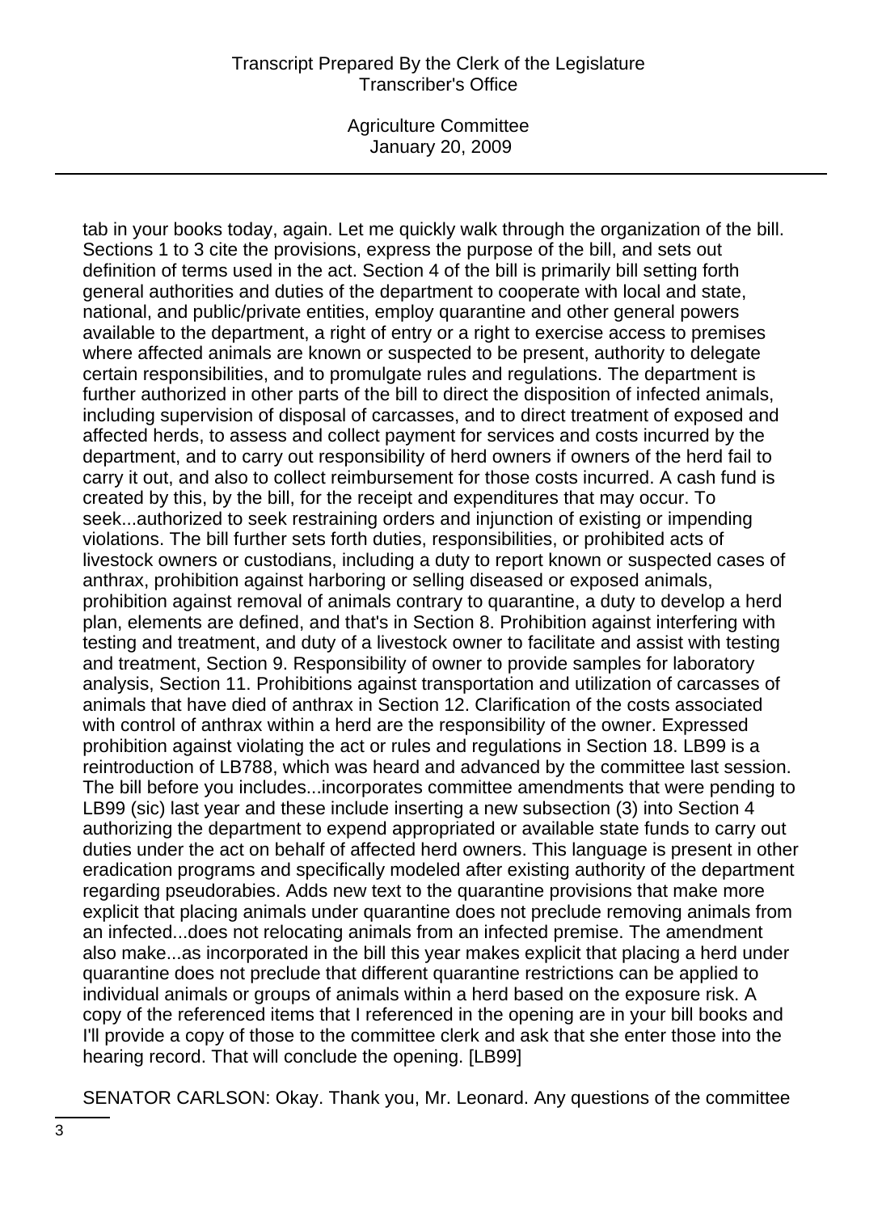tab in your books today, again. Let me quickly walk through the organization of the bill. Sections 1 to 3 cite the provisions, express the purpose of the bill, and sets out definition of terms used in the act. Section 4 of the bill is primarily bill setting forth general authorities and duties of the department to cooperate with local and state, national, and public/private entities, employ quarantine and other general powers available to the department, a right of entry or a right to exercise access to premises where affected animals are known or suspected to be present, authority to delegate certain responsibilities, and to promulgate rules and regulations. The department is further authorized in other parts of the bill to direct the disposition of infected animals, including supervision of disposal of carcasses, and to direct treatment of exposed and affected herds, to assess and collect payment for services and costs incurred by the department, and to carry out responsibility of herd owners if owners of the herd fail to carry it out, and also to collect reimbursement for those costs incurred. A cash fund is created by this, by the bill, for the receipt and expenditures that may occur. To seek...authorized to seek restraining orders and injunction of existing or impending violations. The bill further sets forth duties, responsibilities, or prohibited acts of livestock owners or custodians, including a duty to report known or suspected cases of anthrax, prohibition against harboring or selling diseased or exposed animals, prohibition against removal of animals contrary to quarantine, a duty to develop a herd plan, elements are defined, and that's in Section 8. Prohibition against interfering with testing and treatment, and duty of a livestock owner to facilitate and assist with testing and treatment, Section 9. Responsibility of owner to provide samples for laboratory analysis, Section 11. Prohibitions against transportation and utilization of carcasses of animals that have died of anthrax in Section 12. Clarification of the costs associated with control of anthrax within a herd are the responsibility of the owner. Expressed prohibition against violating the act or rules and regulations in Section 18. LB99 is a reintroduction of LB788, which was heard and advanced by the committee last session. The bill before you includes...incorporates committee amendments that were pending to LB99 (sic) last year and these include inserting a new subsection (3) into Section 4 authorizing the department to expend appropriated or available state funds to carry out duties under the act on behalf of affected herd owners. This language is present in other eradication programs and specifically modeled after existing authority of the department regarding pseudorabies. Adds new text to the quarantine provisions that make more explicit that placing animals under quarantine does not preclude removing animals from an infected...does not relocating animals from an infected premise. The amendment also make...as incorporated in the bill this year makes explicit that placing a herd under quarantine does not preclude that different quarantine restrictions can be applied to individual animals or groups of animals within a herd based on the exposure risk. A copy of the referenced items that I referenced in the opening are in your bill books and I'll provide a copy of those to the committee clerk and ask that she enter those into the hearing record. That will conclude the opening. [LB99]

SENATOR CARLSON: Okay. Thank you, Mr. Leonard. Any questions of the committee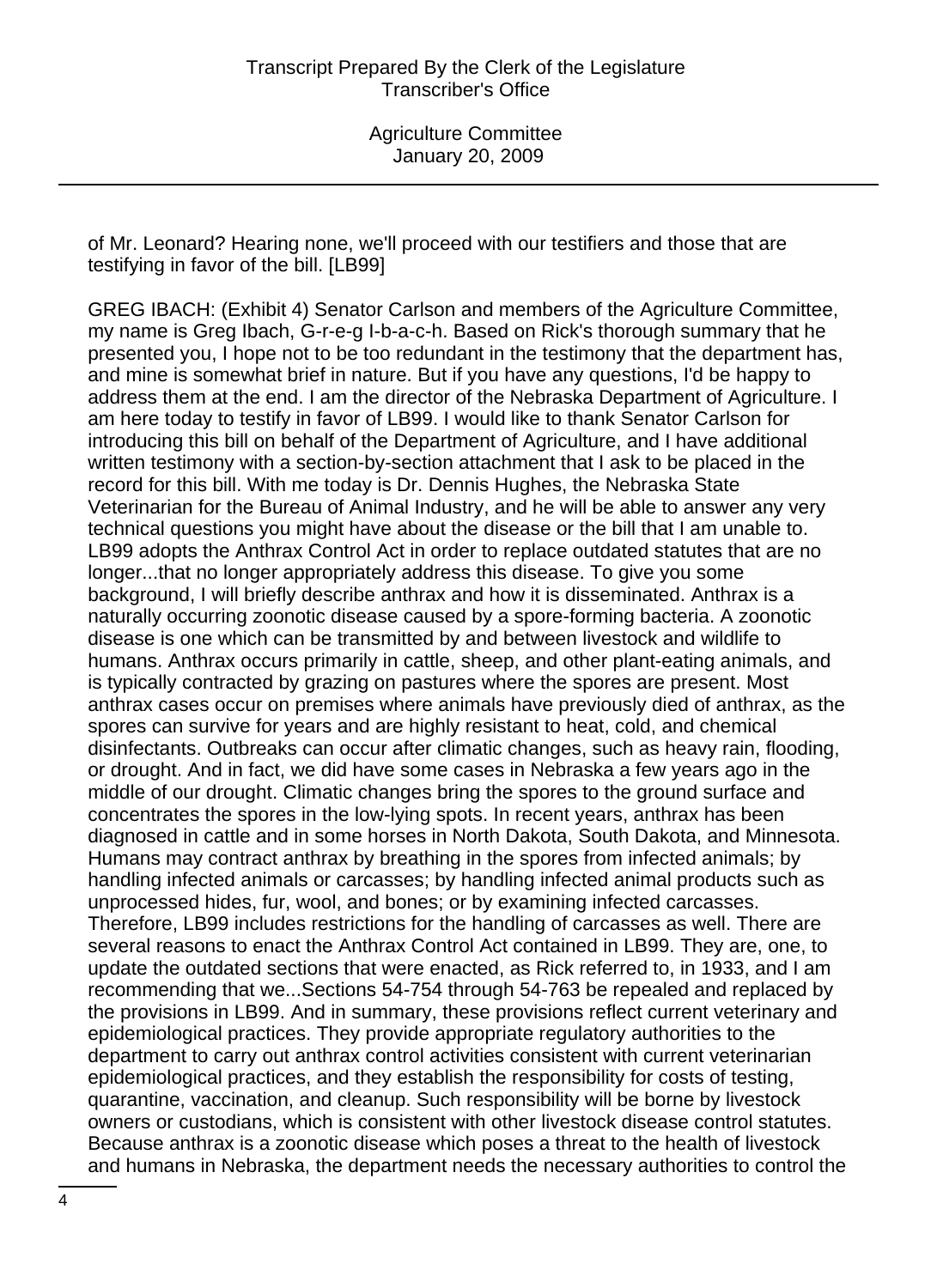of Mr. Leonard? Hearing none, we'll proceed with our testifiers and those that are testifying in favor of the bill. [LB99]

GREG IBACH: (Exhibit 4) Senator Carlson and members of the Agriculture Committee, my name is Greg Ibach, G-r-e-g I-b-a-c-h. Based on Rick's thorough summary that he presented you, I hope not to be too redundant in the testimony that the department has, and mine is somewhat brief in nature. But if you have any questions, I'd be happy to address them at the end. I am the director of the Nebraska Department of Agriculture. I am here today to testify in favor of LB99. I would like to thank Senator Carlson for introducing this bill on behalf of the Department of Agriculture, and I have additional written testimony with a section-by-section attachment that I ask to be placed in the record for this bill. With me today is Dr. Dennis Hughes, the Nebraska State Veterinarian for the Bureau of Animal Industry, and he will be able to answer any very technical questions you might have about the disease or the bill that I am unable to. LB99 adopts the Anthrax Control Act in order to replace outdated statutes that are no longer...that no longer appropriately address this disease. To give you some background, I will briefly describe anthrax and how it is disseminated. Anthrax is a naturally occurring zoonotic disease caused by a spore-forming bacteria. A zoonotic disease is one which can be transmitted by and between livestock and wildlife to humans. Anthrax occurs primarily in cattle, sheep, and other plant-eating animals, and is typically contracted by grazing on pastures where the spores are present. Most anthrax cases occur on premises where animals have previously died of anthrax, as the spores can survive for years and are highly resistant to heat, cold, and chemical disinfectants. Outbreaks can occur after climatic changes, such as heavy rain, flooding, or drought. And in fact, we did have some cases in Nebraska a few years ago in the middle of our drought. Climatic changes bring the spores to the ground surface and concentrates the spores in the low-lying spots. In recent years, anthrax has been diagnosed in cattle and in some horses in North Dakota, South Dakota, and Minnesota. Humans may contract anthrax by breathing in the spores from infected animals; by handling infected animals or carcasses; by handling infected animal products such as unprocessed hides, fur, wool, and bones; or by examining infected carcasses. Therefore, LB99 includes restrictions for the handling of carcasses as well. There are several reasons to enact the Anthrax Control Act contained in LB99. They are, one, to update the outdated sections that were enacted, as Rick referred to, in 1933, and I am recommending that we...Sections 54-754 through 54-763 be repealed and replaced by the provisions in LB99. And in summary, these provisions reflect current veterinary and epidemiological practices. They provide appropriate regulatory authorities to the department to carry out anthrax control activities consistent with current veterinarian epidemiological practices, and they establish the responsibility for costs of testing, quarantine, vaccination, and cleanup. Such responsibility will be borne by livestock owners or custodians, which is consistent with other livestock disease control statutes. Because anthrax is a zoonotic disease which poses a threat to the health of livestock and humans in Nebraska, the department needs the necessary authorities to control the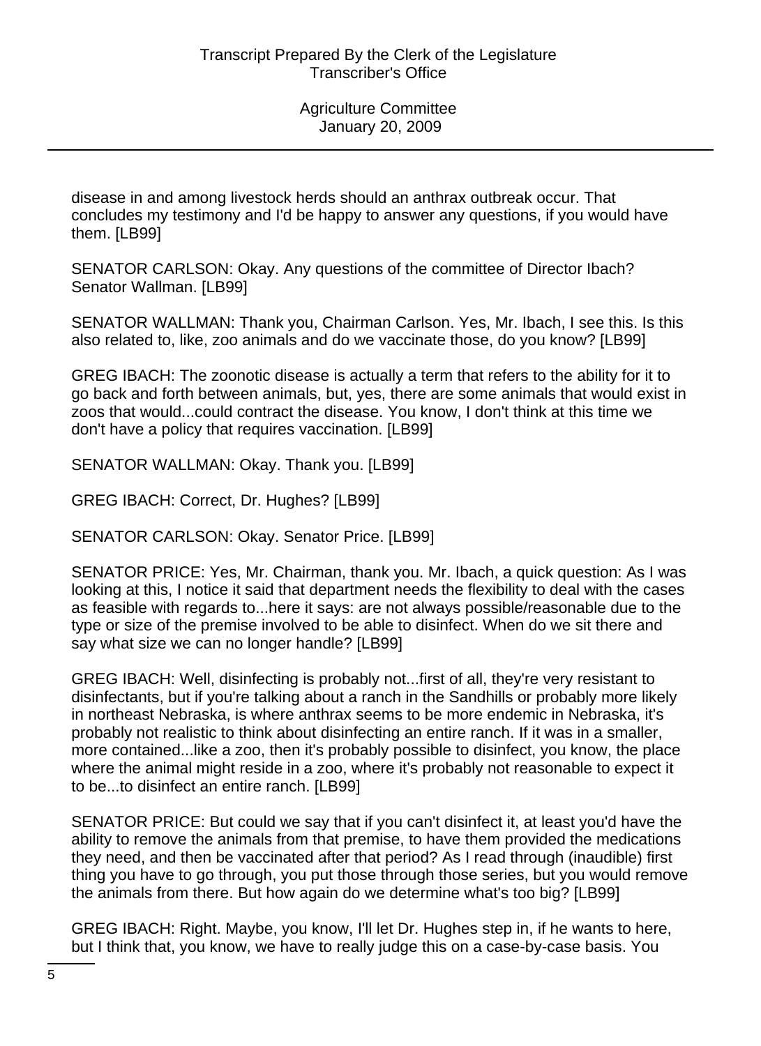disease in and among livestock herds should an anthrax outbreak occur. That concludes my testimony and I'd be happy to answer any questions, if you would have them. [LB99]

SENATOR CARLSON: Okay. Any questions of the committee of Director Ibach? Senator Wallman. [LB99]

SENATOR WALLMAN: Thank you, Chairman Carlson. Yes, Mr. Ibach, I see this. Is this also related to, like, zoo animals and do we vaccinate those, do you know? [LB99]

GREG IBACH: The zoonotic disease is actually a term that refers to the ability for it to go back and forth between animals, but, yes, there are some animals that would exist in zoos that would...could contract the disease. You know, I don't think at this time we don't have a policy that requires vaccination. [LB99]

SENATOR WALLMAN: Okay. Thank you. [LB99]

GREG IBACH: Correct, Dr. Hughes? [LB99]

SENATOR CARLSON: Okay. Senator Price. [LB99]

SENATOR PRICE: Yes, Mr. Chairman, thank you. Mr. Ibach, a quick question: As I was looking at this, I notice it said that department needs the flexibility to deal with the cases as feasible with regards to...here it says: are not always possible/reasonable due to the type or size of the premise involved to be able to disinfect. When do we sit there and say what size we can no longer handle? [LB99]

GREG IBACH: Well, disinfecting is probably not...first of all, they're very resistant to disinfectants, but if you're talking about a ranch in the Sandhills or probably more likely in northeast Nebraska, is where anthrax seems to be more endemic in Nebraska, it's probably not realistic to think about disinfecting an entire ranch. If it was in a smaller, more contained...like a zoo, then it's probably possible to disinfect, you know, the place where the animal might reside in a zoo, where it's probably not reasonable to expect it to be...to disinfect an entire ranch. [LB99]

SENATOR PRICE: But could we say that if you can't disinfect it, at least you'd have the ability to remove the animals from that premise, to have them provided the medications they need, and then be vaccinated after that period? As I read through (inaudible) first thing you have to go through, you put those through those series, but you would remove the animals from there. But how again do we determine what's too big? [LB99]

GREG IBACH: Right. Maybe, you know, I'll let Dr. Hughes step in, if he wants to here, but I think that, you know, we have to really judge this on a case-by-case basis. You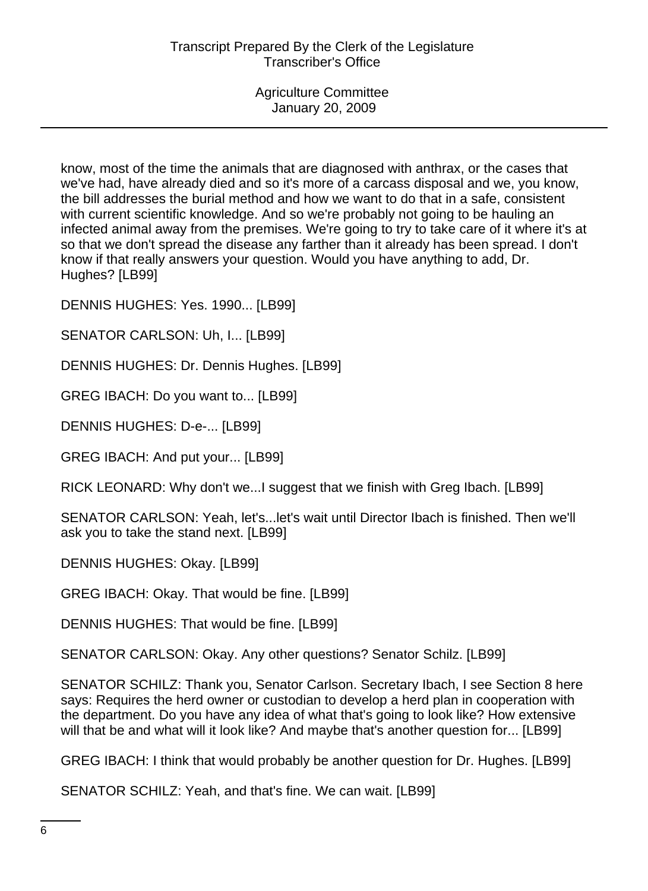know, most of the time the animals that are diagnosed with anthrax, or the cases that we've had, have already died and so it's more of a carcass disposal and we, you know, the bill addresses the burial method and how we want to do that in a safe, consistent with current scientific knowledge. And so we're probably not going to be hauling an infected animal away from the premises. We're going to try to take care of it where it's at so that we don't spread the disease any farther than it already has been spread. I don't know if that really answers your question. Would you have anything to add, Dr. Hughes? [LB99]

DENNIS HUGHES: Yes. 1990... [LB99]

SENATOR CARLSON: Uh, I... [LB99]

DENNIS HUGHES: Dr. Dennis Hughes. [LB99]

GREG IBACH: Do you want to... [LB99]

DENNIS HUGHES: D-e-... [LB99]

GREG IBACH: And put your... [LB99]

RICK LEONARD: Why don't we...I suggest that we finish with Greg Ibach. [LB99]

SENATOR CARLSON: Yeah, let's...let's wait until Director Ibach is finished. Then we'll ask you to take the stand next. [LB99]

DENNIS HUGHES: Okay. [LB99]

GREG IBACH: Okay. That would be fine. [LB99]

DENNIS HUGHES: That would be fine. [LB99]

SENATOR CARLSON: Okay. Any other questions? Senator Schilz. [LB99]

SENATOR SCHILZ: Thank you, Senator Carlson. Secretary Ibach, I see Section 8 here says: Requires the herd owner or custodian to develop a herd plan in cooperation with the department. Do you have any idea of what that's going to look like? How extensive will that be and what will it look like? And maybe that's another question for... [LB99]

GREG IBACH: I think that would probably be another question for Dr. Hughes. [LB99]

SENATOR SCHILZ: Yeah, and that's fine. We can wait. [LB99]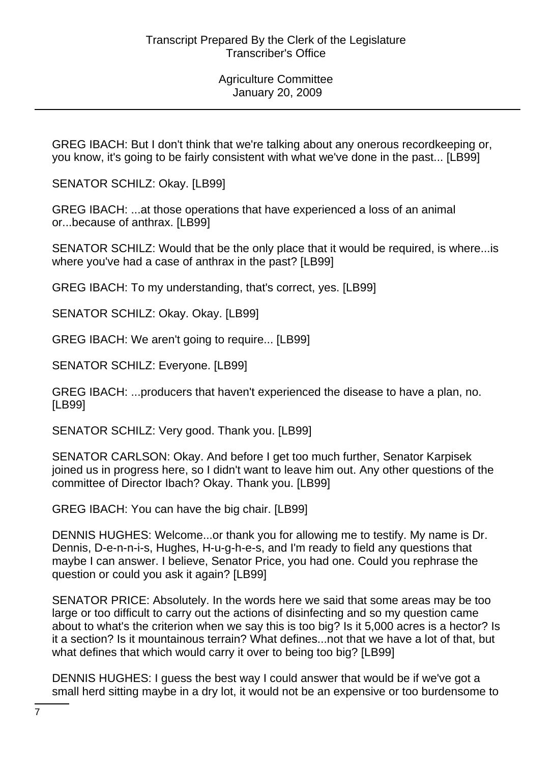GREG IBACH: But I don't think that we're talking about any onerous recordkeeping or, you know, it's going to be fairly consistent with what we've done in the past... [LB99]

SENATOR SCHILZ: Okay. [LB99]

GREG IBACH: ...at those operations that have experienced a loss of an animal or...because of anthrax. [LB99]

SENATOR SCHILZ: Would that be the only place that it would be required, is where...is where you've had a case of anthrax in the past? [LB99]

GREG IBACH: To my understanding, that's correct, yes. [LB99]

SENATOR SCHILZ: Okay. Okay. [LB99]

GREG IBACH: We aren't going to require... [LB99]

SENATOR SCHILZ: Everyone. [LB99]

GREG IBACH: ...producers that haven't experienced the disease to have a plan, no. [LB99]

SENATOR SCHILZ: Very good. Thank you. [LB99]

SENATOR CARLSON: Okay. And before I get too much further, Senator Karpisek joined us in progress here, so I didn't want to leave him out. Any other questions of the committee of Director Ibach? Okay. Thank you. [LB99]

GREG IBACH: You can have the big chair. [LB99]

DENNIS HUGHES: Welcome...or thank you for allowing me to testify. My name is Dr. Dennis, D-e-n-n-i-s, Hughes, H-u-g-h-e-s, and I'm ready to field any questions that maybe I can answer. I believe, Senator Price, you had one. Could you rephrase the question or could you ask it again? [LB99]

SENATOR PRICE: Absolutely. In the words here we said that some areas may be too large or too difficult to carry out the actions of disinfecting and so my question came about to what's the criterion when we say this is too big? Is it 5,000 acres is a hector? Is it a section? Is it mountainous terrain? What defines...not that we have a lot of that, but what defines that which would carry it over to being too big? [LB99]

DENNIS HUGHES: I guess the best way I could answer that would be if we've got a small herd sitting maybe in a dry lot, it would not be an expensive or too burdensome to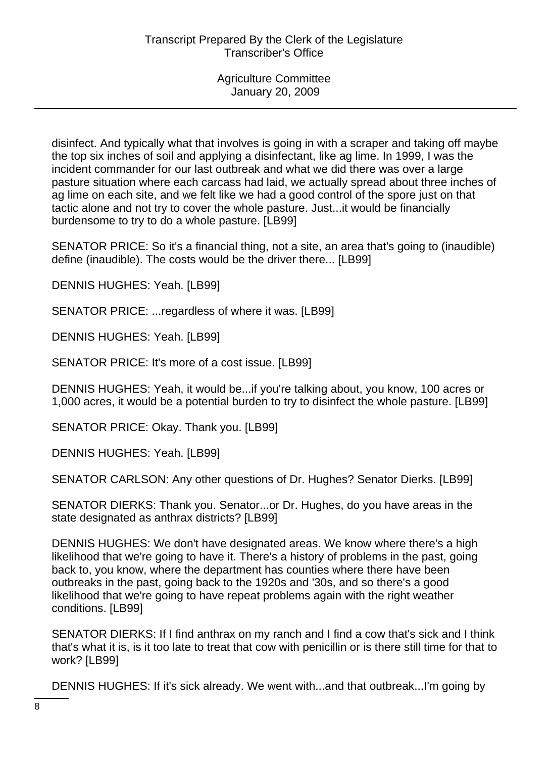disinfect. And typically what that involves is going in with a scraper and taking off maybe the top six inches of soil and applying a disinfectant, like ag lime. In 1999, I was the incident commander for our last outbreak and what we did there was over a large pasture situation where each carcass had laid, we actually spread about three inches of ag lime on each site, and we felt like we had a good control of the spore just on that tactic alone and not try to cover the whole pasture. Just...it would be financially burdensome to try to do a whole pasture. [LB99]

SENATOR PRICE: So it's a financial thing, not a site, an area that's going to (inaudible) define (inaudible). The costs would be the driver there... [LB99]

DENNIS HUGHES: Yeah. [LB99]

SENATOR PRICE: ...regardless of where it was. [LB99]

DENNIS HUGHES: Yeah. [LB99]

SENATOR PRICE: It's more of a cost issue. [LB99]

DENNIS HUGHES: Yeah, it would be...if you're talking about, you know, 100 acres or 1,000 acres, it would be a potential burden to try to disinfect the whole pasture. [LB99]

SENATOR PRICE: Okay. Thank you. [LB99]

DENNIS HUGHES: Yeah. [LB99]

SENATOR CARLSON: Any other questions of Dr. Hughes? Senator Dierks. [LB99]

SENATOR DIERKS: Thank you. Senator...or Dr. Hughes, do you have areas in the state designated as anthrax districts? [LB99]

DENNIS HUGHES: We don't have designated areas. We know where there's a high likelihood that we're going to have it. There's a history of problems in the past, going back to, you know, where the department has counties where there have been outbreaks in the past, going back to the 1920s and '30s, and so there's a good likelihood that we're going to have repeat problems again with the right weather conditions. [LB99]

SENATOR DIERKS: If I find anthrax on my ranch and I find a cow that's sick and I think that's what it is, is it too late to treat that cow with penicillin or is there still time for that to work? [LB99]

DENNIS HUGHES: If it's sick already. We went with...and that outbreak...I'm going by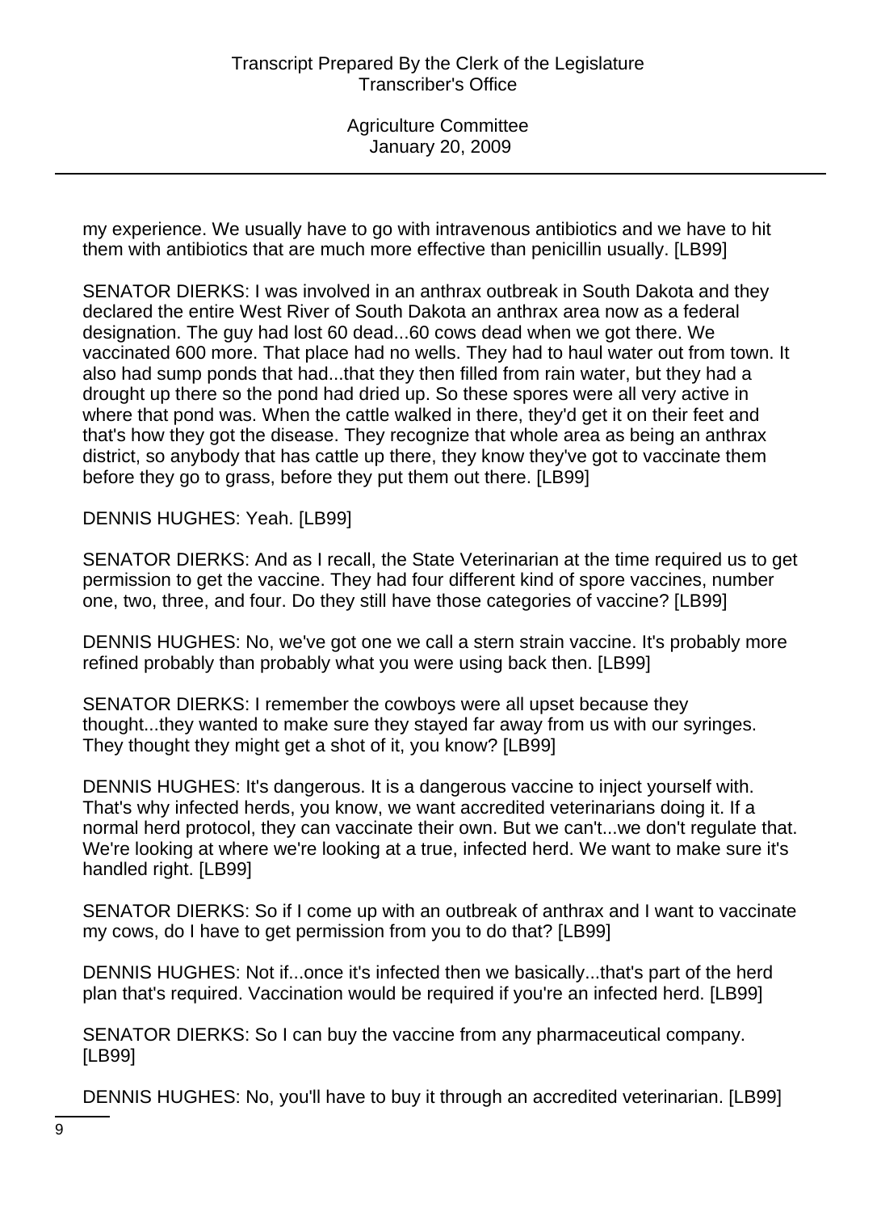my experience. We usually have to go with intravenous antibiotics and we have to hit them with antibiotics that are much more effective than penicillin usually. [LB99]

SENATOR DIERKS: I was involved in an anthrax outbreak in South Dakota and they declared the entire West River of South Dakota an anthrax area now as a federal designation. The guy had lost 60 dead...60 cows dead when we got there. We vaccinated 600 more. That place had no wells. They had to haul water out from town. It also had sump ponds that had...that they then filled from rain water, but they had a drought up there so the pond had dried up. So these spores were all very active in where that pond was. When the cattle walked in there, they'd get it on their feet and that's how they got the disease. They recognize that whole area as being an anthrax district, so anybody that has cattle up there, they know they've got to vaccinate them before they go to grass, before they put them out there. [LB99]

DENNIS HUGHES: Yeah. [LB99]

SENATOR DIERKS: And as I recall, the State Veterinarian at the time required us to get permission to get the vaccine. They had four different kind of spore vaccines, number one, two, three, and four. Do they still have those categories of vaccine? [LB99]

DENNIS HUGHES: No, we've got one we call a stern strain vaccine. It's probably more refined probably than probably what you were using back then. [LB99]

SENATOR DIERKS: I remember the cowboys were all upset because they thought...they wanted to make sure they stayed far away from us with our syringes. They thought they might get a shot of it, you know? [LB99]

DENNIS HUGHES: It's dangerous. It is a dangerous vaccine to inject yourself with. That's why infected herds, you know, we want accredited veterinarians doing it. If a normal herd protocol, they can vaccinate their own. But we can't...we don't regulate that. We're looking at where we're looking at a true, infected herd. We want to make sure it's handled right. [LB99]

SENATOR DIERKS: So if I come up with an outbreak of anthrax and I want to vaccinate my cows, do I have to get permission from you to do that? [LB99]

DENNIS HUGHES: Not if...once it's infected then we basically...that's part of the herd plan that's required. Vaccination would be required if you're an infected herd. [LB99]

SENATOR DIERKS: So I can buy the vaccine from any pharmaceutical company. [LB99]

DENNIS HUGHES: No, you'll have to buy it through an accredited veterinarian. [LB99]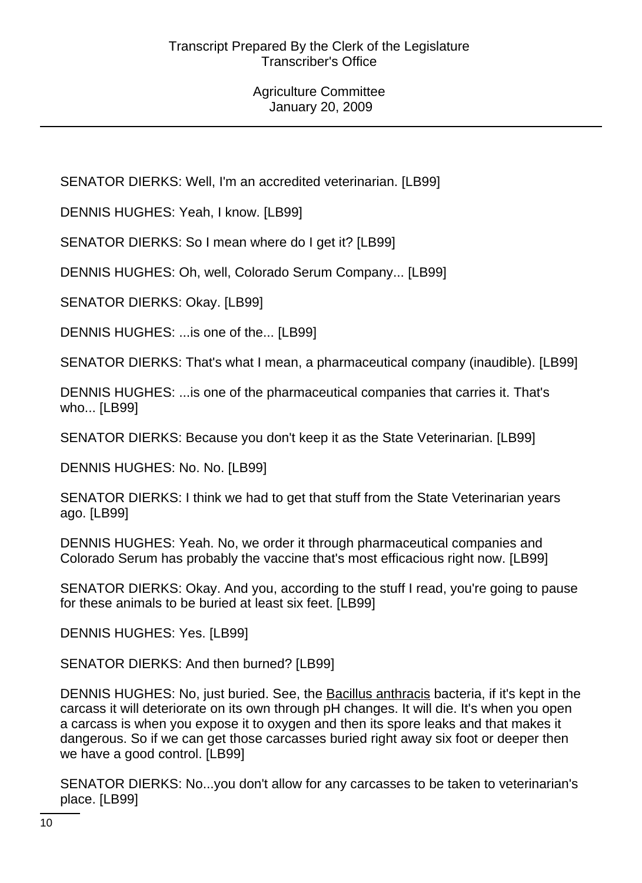SENATOR DIERKS: Well, I'm an accredited veterinarian. [LB99]

DENNIS HUGHES: Yeah, I know. [LB99]

SENATOR DIERKS: So I mean where do I get it? [LB99]

DENNIS HUGHES: Oh, well, Colorado Serum Company... [LB99]

SENATOR DIERKS: Okay. [LB99]

DENNIS HUGHES: ...is one of the... [LB99]

SENATOR DIERKS: That's what I mean, a pharmaceutical company (inaudible). [LB99]

DENNIS HUGHES: ...is one of the pharmaceutical companies that carries it. That's who... [LB99]

SENATOR DIERKS: Because you don't keep it as the State Veterinarian. [LB99]

DENNIS HUGHES: No. No. [LB99]

SENATOR DIERKS: I think we had to get that stuff from the State Veterinarian years ago. [LB99]

DENNIS HUGHES: Yeah. No, we order it through pharmaceutical companies and Colorado Serum has probably the vaccine that's most efficacious right now. [LB99]

SENATOR DIERKS: Okay. And you, according to the stuff I read, you're going to pause for these animals to be buried at least six feet. [LB99]

DENNIS HUGHES: Yes. [LB99]

SENATOR DIERKS: And then burned? [LB99]

DENNIS HUGHES: No, just buried. See, the Bacillus anthracis bacteria, if it's kept in the carcass it will deteriorate on its own through pH changes. It will die. It's when you open a carcass is when you expose it to oxygen and then its spore leaks and that makes it dangerous. So if we can get those carcasses buried right away six foot or deeper then we have a good control. [LB99]

SENATOR DIERKS: No...you don't allow for any carcasses to be taken to veterinarian's place. [LB99]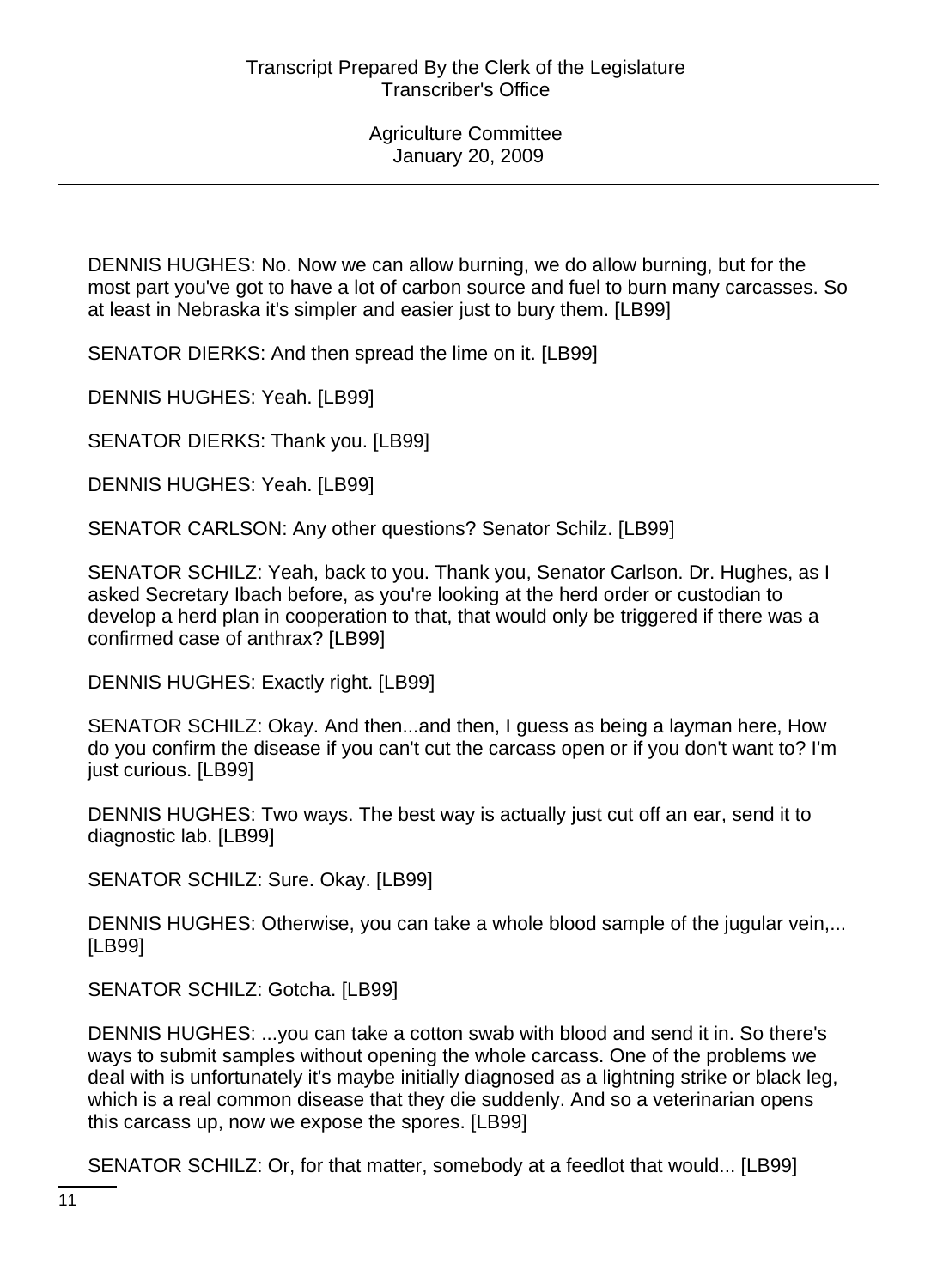DENNIS HUGHES: No. Now we can allow burning, we do allow burning, but for the most part you've got to have a lot of carbon source and fuel to burn many carcasses. So at least in Nebraska it's simpler and easier just to bury them. [LB99]

SENATOR DIERKS: And then spread the lime on it. [LB99]

DENNIS HUGHES: Yeah. [LB99]

SENATOR DIERKS: Thank you. [LB99]

DENNIS HUGHES: Yeah. [LB99]

SENATOR CARLSON: Any other questions? Senator Schilz. [LB99]

SENATOR SCHILZ: Yeah, back to you. Thank you, Senator Carlson. Dr. Hughes, as I asked Secretary Ibach before, as you're looking at the herd order or custodian to develop a herd plan in cooperation to that, that would only be triggered if there was a confirmed case of anthrax? [LB99]

DENNIS HUGHES: Exactly right. [LB99]

SENATOR SCHILZ: Okay. And then...and then, I guess as being a layman here, How do you confirm the disease if you can't cut the carcass open or if you don't want to? I'm just curious. [LB99]

DENNIS HUGHES: Two ways. The best way is actually just cut off an ear, send it to diagnostic lab. [LB99]

SENATOR SCHILZ: Sure. Okay. [LB99]

DENNIS HUGHES: Otherwise, you can take a whole blood sample of the jugular vein,... [LB99]

SENATOR SCHILZ: Gotcha. [LB99]

DENNIS HUGHES: ...you can take a cotton swab with blood and send it in. So there's ways to submit samples without opening the whole carcass. One of the problems we deal with is unfortunately it's maybe initially diagnosed as a lightning strike or black leg, which is a real common disease that they die suddenly. And so a veterinarian opens this carcass up, now we expose the spores. [LB99]

SENATOR SCHILZ: Or, for that matter, somebody at a feedlot that would... [LB99]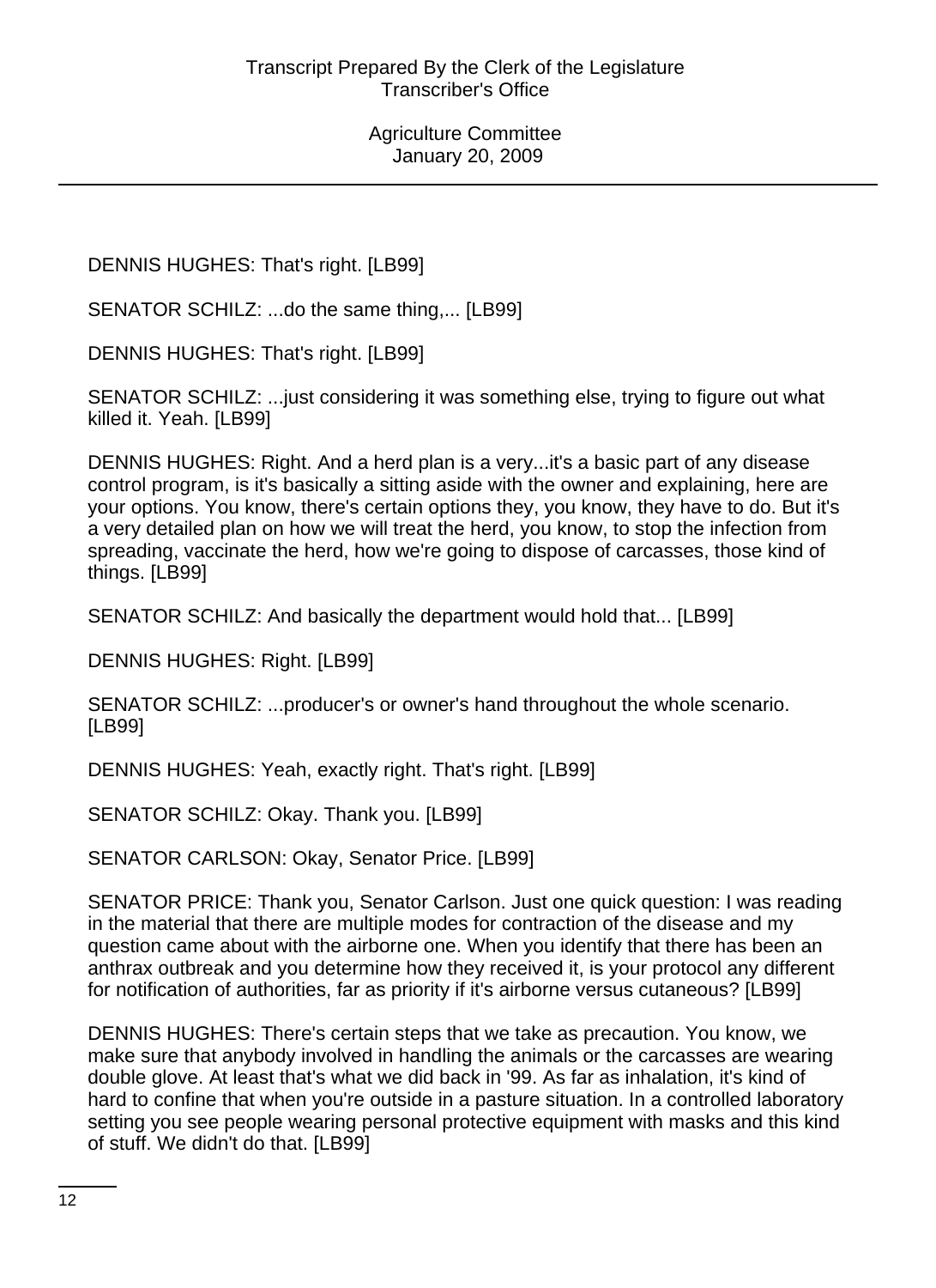DENNIS HUGHES: That's right. [LB99]

SENATOR SCHILZ: ...do the same thing,... [LB99]

DENNIS HUGHES: That's right. [LB99]

SENATOR SCHILZ: ...just considering it was something else, trying to figure out what killed it. Yeah. [LB99]

DENNIS HUGHES: Right. And a herd plan is a very...it's a basic part of any disease control program, is it's basically a sitting aside with the owner and explaining, here are your options. You know, there's certain options they, you know, they have to do. But it's a very detailed plan on how we will treat the herd, you know, to stop the infection from spreading, vaccinate the herd, how we're going to dispose of carcasses, those kind of things. [LB99]

SENATOR SCHILZ: And basically the department would hold that... [LB99]

DENNIS HUGHES: Right. [LB99]

SENATOR SCHILZ: ...producer's or owner's hand throughout the whole scenario. [LB99]

DENNIS HUGHES: Yeah, exactly right. That's right. [LB99]

SENATOR SCHILZ: Okay. Thank you. [LB99]

SENATOR CARLSON: Okay, Senator Price. [LB99]

SENATOR PRICE: Thank you, Senator Carlson. Just one quick question: I was reading in the material that there are multiple modes for contraction of the disease and my question came about with the airborne one. When you identify that there has been an anthrax outbreak and you determine how they received it, is your protocol any different for notification of authorities, far as priority if it's airborne versus cutaneous? [LB99]

DENNIS HUGHES: There's certain steps that we take as precaution. You know, we make sure that anybody involved in handling the animals or the carcasses are wearing double glove. At least that's what we did back in '99. As far as inhalation, it's kind of hard to confine that when you're outside in a pasture situation. In a controlled laboratory setting you see people wearing personal protective equipment with masks and this kind of stuff. We didn't do that. [LB99]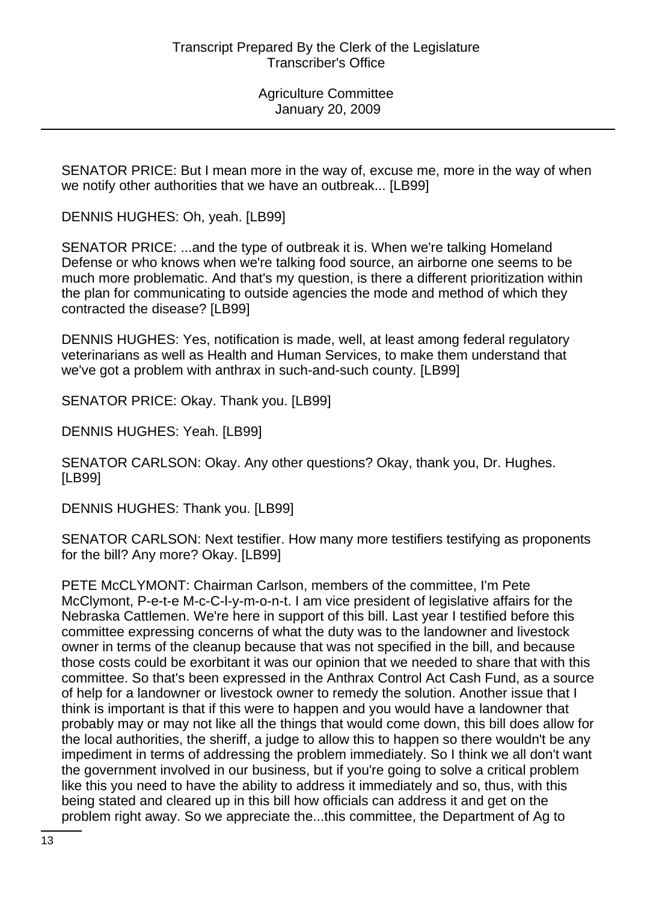SENATOR PRICE: But I mean more in the way of, excuse me, more in the way of when we notify other authorities that we have an outbreak... [LB99]

DENNIS HUGHES: Oh, yeah. [LB99]

SENATOR PRICE: ...and the type of outbreak it is. When we're talking Homeland Defense or who knows when we're talking food source, an airborne one seems to be much more problematic. And that's my question, is there a different prioritization within the plan for communicating to outside agencies the mode and method of which they contracted the disease? [LB99]

DENNIS HUGHES: Yes, notification is made, well, at least among federal regulatory veterinarians as well as Health and Human Services, to make them understand that we've got a problem with anthrax in such-and-such county. [LB99]

SENATOR PRICE: Okay. Thank you. [LB99]

DENNIS HUGHES: Yeah. [LB99]

SENATOR CARLSON: Okay. Any other questions? Okay, thank you, Dr. Hughes. [LB99]

DENNIS HUGHES: Thank you. [LB99]

SENATOR CARLSON: Next testifier. How many more testifiers testifying as proponents for the bill? Any more? Okay. [LB99]

PETE McCLYMONT: Chairman Carlson, members of the committee, I'm Pete McClymont, P-e-t-e M-c-C-l-y-m-o-n-t. I am vice president of legislative affairs for the Nebraska Cattlemen. We're here in support of this bill. Last year I testified before this committee expressing concerns of what the duty was to the landowner and livestock owner in terms of the cleanup because that was not specified in the bill, and because those costs could be exorbitant it was our opinion that we needed to share that with this committee. So that's been expressed in the Anthrax Control Act Cash Fund, as a source of help for a landowner or livestock owner to remedy the solution. Another issue that I think is important is that if this were to happen and you would have a landowner that probably may or may not like all the things that would come down, this bill does allow for the local authorities, the sheriff, a judge to allow this to happen so there wouldn't be any impediment in terms of addressing the problem immediately. So I think we all don't want the government involved in our business, but if you're going to solve a critical problem like this you need to have the ability to address it immediately and so, thus, with this being stated and cleared up in this bill how officials can address it and get on the problem right away. So we appreciate the...this committee, the Department of Ag to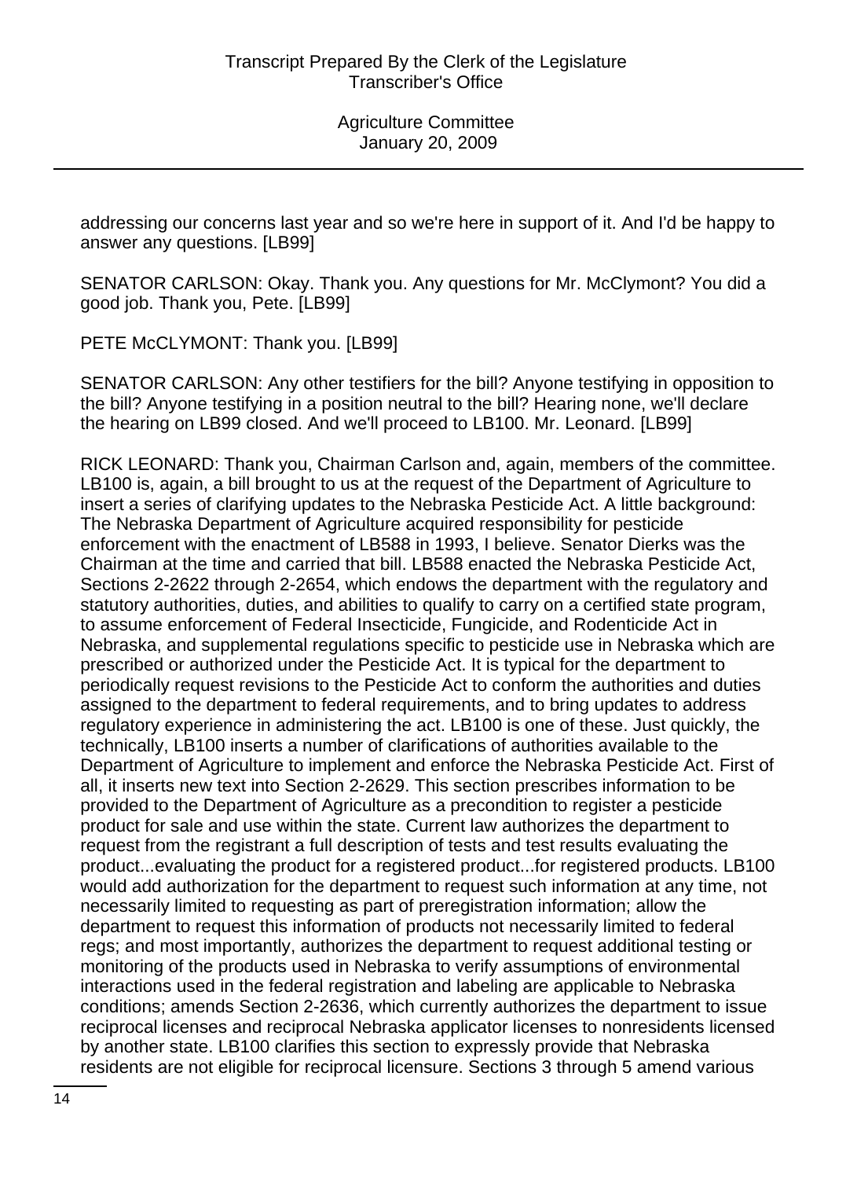addressing our concerns last year and so we're here in support of it. And I'd be happy to answer any questions. [LB99]

SENATOR CARLSON: Okay. Thank you. Any questions for Mr. McClymont? You did a good job. Thank you, Pete. [LB99]

PETE McCLYMONT: Thank you. [LB99]

SENATOR CARLSON: Any other testifiers for the bill? Anyone testifying in opposition to the bill? Anyone testifying in a position neutral to the bill? Hearing none, we'll declare the hearing on LB99 closed. And we'll proceed to LB100. Mr. Leonard. [LB99]

RICK LEONARD: Thank you, Chairman Carlson and, again, members of the committee. LB100 is, again, a bill brought to us at the request of the Department of Agriculture to insert a series of clarifying updates to the Nebraska Pesticide Act. A little background: The Nebraska Department of Agriculture acquired responsibility for pesticide enforcement with the enactment of LB588 in 1993, I believe. Senator Dierks was the Chairman at the time and carried that bill. LB588 enacted the Nebraska Pesticide Act, Sections 2-2622 through 2-2654, which endows the department with the regulatory and statutory authorities, duties, and abilities to qualify to carry on a certified state program, to assume enforcement of Federal Insecticide, Fungicide, and Rodenticide Act in Nebraska, and supplemental regulations specific to pesticide use in Nebraska which are prescribed or authorized under the Pesticide Act. It is typical for the department to periodically request revisions to the Pesticide Act to conform the authorities and duties assigned to the department to federal requirements, and to bring updates to address regulatory experience in administering the act. LB100 is one of these. Just quickly, the technically, LB100 inserts a number of clarifications of authorities available to the Department of Agriculture to implement and enforce the Nebraska Pesticide Act. First of all, it inserts new text into Section 2-2629. This section prescribes information to be provided to the Department of Agriculture as a precondition to register a pesticide product for sale and use within the state. Current law authorizes the department to request from the registrant a full description of tests and test results evaluating the product...evaluating the product for a registered product...for registered products. LB100 would add authorization for the department to request such information at any time, not necessarily limited to requesting as part of preregistration information; allow the department to request this information of products not necessarily limited to federal regs; and most importantly, authorizes the department to request additional testing or monitoring of the products used in Nebraska to verify assumptions of environmental interactions used in the federal registration and labeling are applicable to Nebraska conditions; amends Section 2-2636, which currently authorizes the department to issue reciprocal licenses and reciprocal Nebraska applicator licenses to nonresidents licensed by another state. LB100 clarifies this section to expressly provide that Nebraska residents are not eligible for reciprocal licensure. Sections 3 through 5 amend various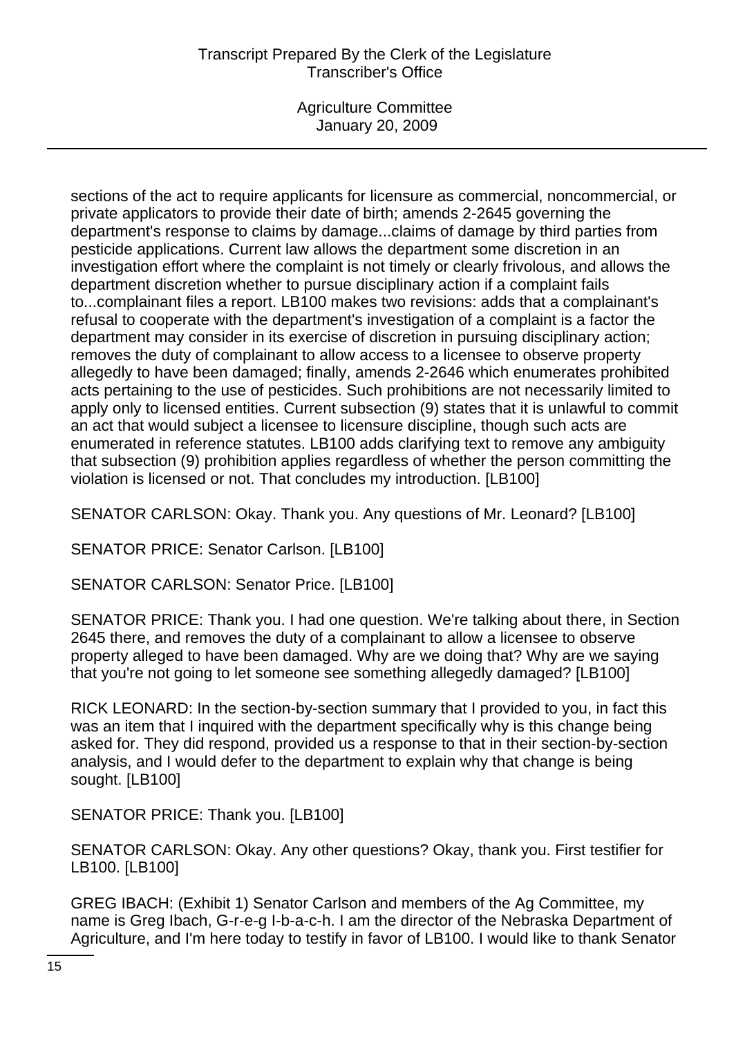sections of the act to require applicants for licensure as commercial, noncommercial, or private applicators to provide their date of birth; amends 2-2645 governing the department's response to claims by damage...claims of damage by third parties from pesticide applications. Current law allows the department some discretion in an investigation effort where the complaint is not timely or clearly frivolous, and allows the department discretion whether to pursue disciplinary action if a complaint fails to...complainant files a report. LB100 makes two revisions: adds that a complainant's refusal to cooperate with the department's investigation of a complaint is a factor the department may consider in its exercise of discretion in pursuing disciplinary action; removes the duty of complainant to allow access to a licensee to observe property allegedly to have been damaged; finally, amends 2-2646 which enumerates prohibited acts pertaining to the use of pesticides. Such prohibitions are not necessarily limited to apply only to licensed entities. Current subsection (9) states that it is unlawful to commit an act that would subject a licensee to licensure discipline, though such acts are enumerated in reference statutes. LB100 adds clarifying text to remove any ambiguity that subsection (9) prohibition applies regardless of whether the person committing the violation is licensed or not. That concludes my introduction. [LB100]

SENATOR CARLSON: Okay. Thank you. Any questions of Mr. Leonard? [LB100]

SENATOR PRICE: Senator Carlson. [LB100]

SENATOR CARLSON: Senator Price. [LB100]

SENATOR PRICE: Thank you. I had one question. We're talking about there, in Section 2645 there, and removes the duty of a complainant to allow a licensee to observe property alleged to have been damaged. Why are we doing that? Why are we saying that you're not going to let someone see something allegedly damaged? [LB100]

RICK LEONARD: In the section-by-section summary that I provided to you, in fact this was an item that I inquired with the department specifically why is this change being asked for. They did respond, provided us a response to that in their section-by-section analysis, and I would defer to the department to explain why that change is being sought. [LB100]

SENATOR PRICE: Thank you. [LB100]

SENATOR CARLSON: Okay. Any other questions? Okay, thank you. First testifier for LB100. [LB100]

GREG IBACH: (Exhibit 1) Senator Carlson and members of the Ag Committee, my name is Greg Ibach, G-r-e-g I-b-a-c-h. I am the director of the Nebraska Department of Agriculture, and I'm here today to testify in favor of LB100. I would like to thank Senator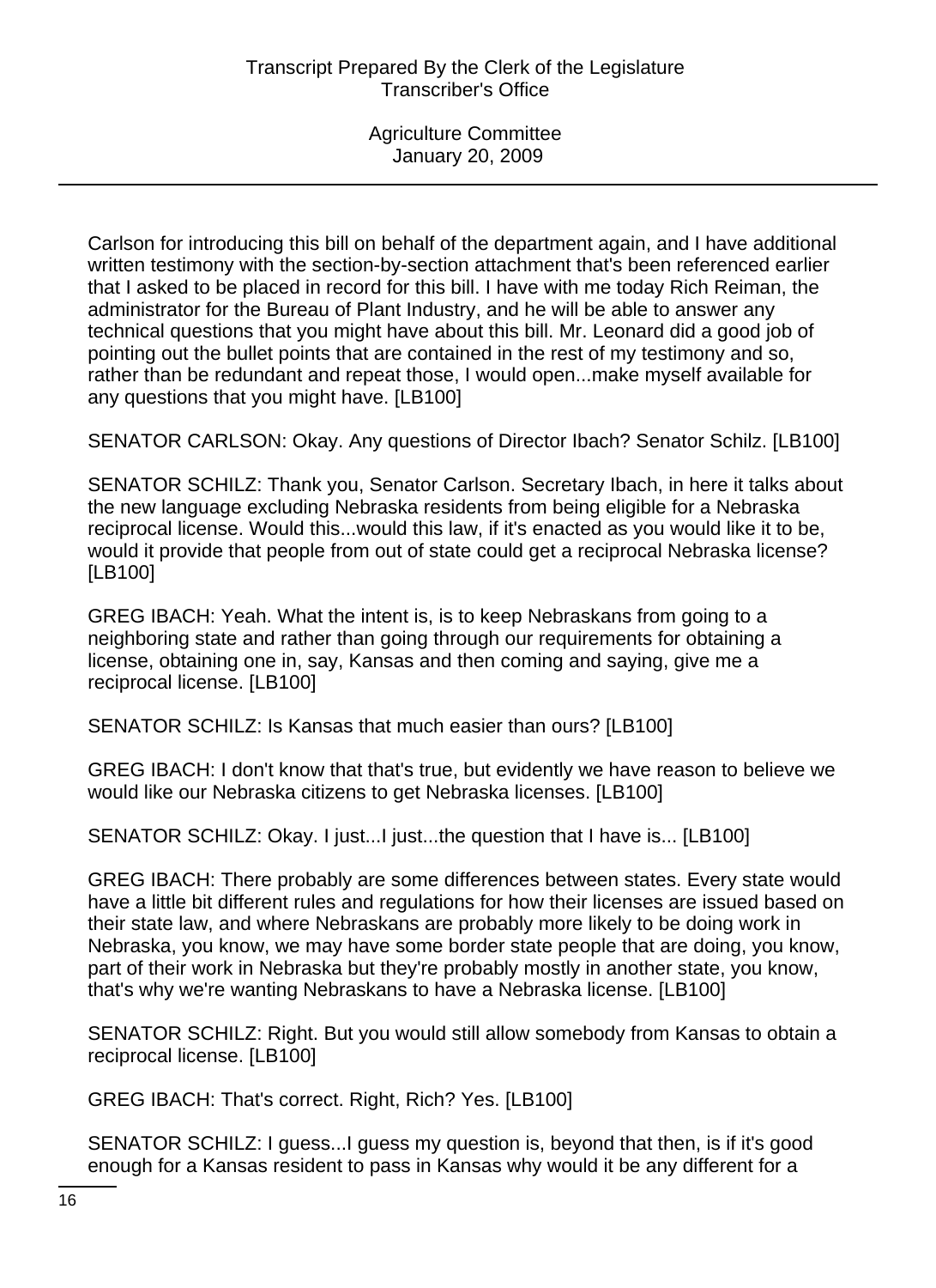Carlson for introducing this bill on behalf of the department again, and I have additional written testimony with the section-by-section attachment that's been referenced earlier that I asked to be placed in record for this bill. I have with me today Rich Reiman, the administrator for the Bureau of Plant Industry, and he will be able to answer any technical questions that you might have about this bill. Mr. Leonard did a good job of pointing out the bullet points that are contained in the rest of my testimony and so, rather than be redundant and repeat those, I would open...make myself available for any questions that you might have. [LB100]

SENATOR CARLSON: Okay. Any questions of Director Ibach? Senator Schilz. [LB100]

SENATOR SCHILZ: Thank you, Senator Carlson. Secretary Ibach, in here it talks about the new language excluding Nebraska residents from being eligible for a Nebraska reciprocal license. Would this...would this law, if it's enacted as you would like it to be, would it provide that people from out of state could get a reciprocal Nebraska license? [LB100]

GREG IBACH: Yeah. What the intent is, is to keep Nebraskans from going to a neighboring state and rather than going through our requirements for obtaining a license, obtaining one in, say, Kansas and then coming and saying, give me a reciprocal license. [LB100]

SENATOR SCHILZ: Is Kansas that much easier than ours? [LB100]

GREG IBACH: I don't know that that's true, but evidently we have reason to believe we would like our Nebraska citizens to get Nebraska licenses. [LB100]

SENATOR SCHILZ: Okay. I just...I just...the question that I have is... [LB100]

GREG IBACH: There probably are some differences between states. Every state would have a little bit different rules and regulations for how their licenses are issued based on their state law, and where Nebraskans are probably more likely to be doing work in Nebraska, you know, we may have some border state people that are doing, you know, part of their work in Nebraska but they're probably mostly in another state, you know, that's why we're wanting Nebraskans to have a Nebraska license. [LB100]

SENATOR SCHILZ: Right. But you would still allow somebody from Kansas to obtain a reciprocal license. [LB100]

GREG IBACH: That's correct. Right, Rich? Yes. [LB100]

SENATOR SCHILZ: I guess...I guess my question is, beyond that then, is if it's good enough for a Kansas resident to pass in Kansas why would it be any different for a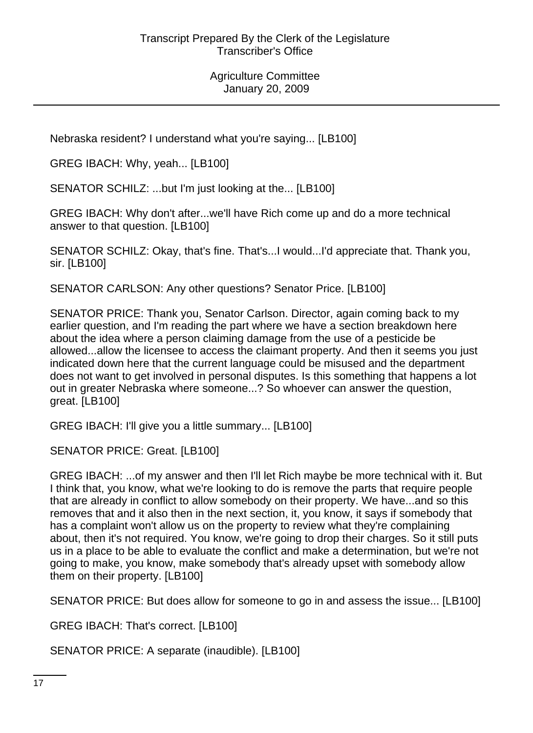Nebraska resident? I understand what you're saying... [LB100]

GREG IBACH: Why, yeah... [LB100]

SENATOR SCHILZ: ...but I'm just looking at the... [LB100]

GREG IBACH: Why don't after...we'll have Rich come up and do a more technical answer to that question. [LB100]

SENATOR SCHILZ: Okay, that's fine. That's...I would...I'd appreciate that. Thank you, sir. [LB100]

SENATOR CARLSON: Any other questions? Senator Price. [LB100]

SENATOR PRICE: Thank you, Senator Carlson. Director, again coming back to my earlier question, and I'm reading the part where we have a section breakdown here about the idea where a person claiming damage from the use of a pesticide be allowed...allow the licensee to access the claimant property. And then it seems you just indicated down here that the current language could be misused and the department does not want to get involved in personal disputes. Is this something that happens a lot out in greater Nebraska where someone...? So whoever can answer the question, great. [LB100]

GREG IBACH: I'll give you a little summary... [LB100]

SENATOR PRICE: Great. [LB100]

GREG IBACH: ...of my answer and then I'll let Rich maybe be more technical with it. But I think that, you know, what we're looking to do is remove the parts that require people that are already in conflict to allow somebody on their property. We have...and so this removes that and it also then in the next section, it, you know, it says if somebody that has a complaint won't allow us on the property to review what they're complaining about, then it's not required. You know, we're going to drop their charges. So it still puts us in a place to be able to evaluate the conflict and make a determination, but we're not going to make, you know, make somebody that's already upset with somebody allow them on their property. [LB100]

SENATOR PRICE: But does allow for someone to go in and assess the issue... [LB100]

GREG IBACH: That's correct. [LB100]

SENATOR PRICE: A separate (inaudible). [LB100]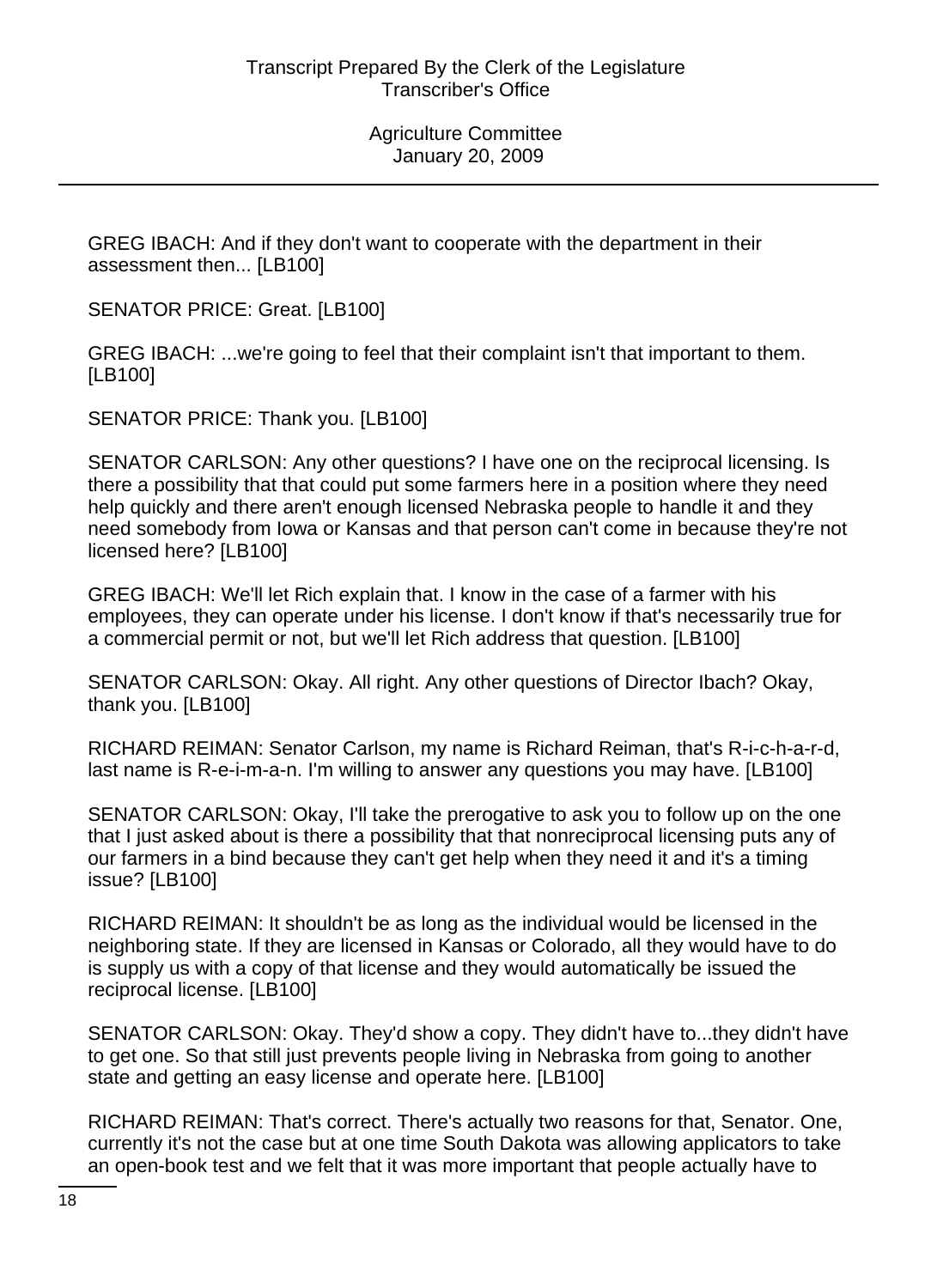GREG IBACH: And if they don't want to cooperate with the department in their assessment then... [LB100]

SENATOR PRICE: Great. [LB100]

GREG IBACH: ...we're going to feel that their complaint isn't that important to them. [LB100]

SENATOR PRICE: Thank you. [LB100]

SENATOR CARLSON: Any other questions? I have one on the reciprocal licensing. Is there a possibility that that could put some farmers here in a position where they need help quickly and there aren't enough licensed Nebraska people to handle it and they need somebody from Iowa or Kansas and that person can't come in because they're not licensed here? [LB100]

GREG IBACH: We'll let Rich explain that. I know in the case of a farmer with his employees, they can operate under his license. I don't know if that's necessarily true for a commercial permit or not, but we'll let Rich address that question. [LB100]

SENATOR CARLSON: Okay. All right. Any other questions of Director Ibach? Okay, thank you. [LB100]

RICHARD REIMAN: Senator Carlson, my name is Richard Reiman, that's R-i-c-h-a-r-d, last name is R-e-i-m-a-n. I'm willing to answer any questions you may have. [LB100]

SENATOR CARLSON: Okay, I'll take the prerogative to ask you to follow up on the one that I just asked about is there a possibility that that nonreciprocal licensing puts any of our farmers in a bind because they can't get help when they need it and it's a timing issue? [LB100]

RICHARD REIMAN: It shouldn't be as long as the individual would be licensed in the neighboring state. If they are licensed in Kansas or Colorado, all they would have to do is supply us with a copy of that license and they would automatically be issued the reciprocal license. [LB100]

SENATOR CARLSON: Okay. They'd show a copy. They didn't have to...they didn't have to get one. So that still just prevents people living in Nebraska from going to another state and getting an easy license and operate here. [LB100]

RICHARD REIMAN: That's correct. There's actually two reasons for that, Senator. One, currently it's not the case but at one time South Dakota was allowing applicators to take an open-book test and we felt that it was more important that people actually have to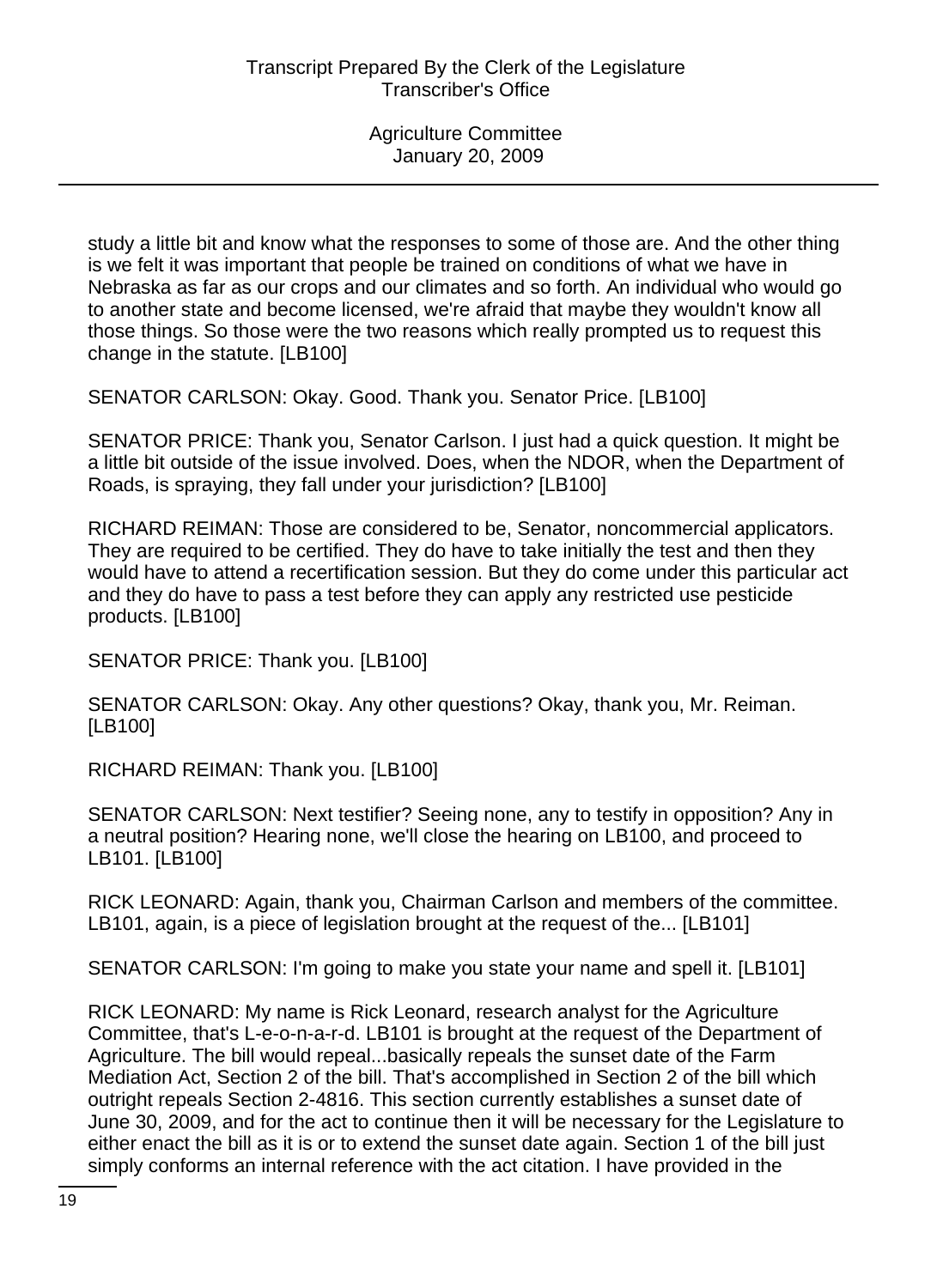study a little bit and know what the responses to some of those are. And the other thing is we felt it was important that people be trained on conditions of what we have in Nebraska as far as our crops and our climates and so forth. An individual who would go to another state and become licensed, we're afraid that maybe they wouldn't know all those things. So those were the two reasons which really prompted us to request this change in the statute. [LB100]

SENATOR CARLSON: Okay. Good. Thank you. Senator Price. [LB100]

SENATOR PRICE: Thank you, Senator Carlson. I just had a quick question. It might be a little bit outside of the issue involved. Does, when the NDOR, when the Department of Roads, is spraying, they fall under your jurisdiction? [LB100]

RICHARD REIMAN: Those are considered to be, Senator, noncommercial applicators. They are required to be certified. They do have to take initially the test and then they would have to attend a recertification session. But they do come under this particular act and they do have to pass a test before they can apply any restricted use pesticide products. [LB100]

SENATOR PRICE: Thank you. [LB100]

SENATOR CARLSON: Okay. Any other questions? Okay, thank you, Mr. Reiman. [LB100]

RICHARD REIMAN: Thank you. [LB100]

SENATOR CARLSON: Next testifier? Seeing none, any to testify in opposition? Any in a neutral position? Hearing none, we'll close the hearing on LB100, and proceed to LB101. [LB100]

RICK LEONARD: Again, thank you, Chairman Carlson and members of the committee. LB101, again, is a piece of legislation brought at the request of the... [LB101]

SENATOR CARLSON: I'm going to make you state your name and spell it. [LB101]

RICK LEONARD: My name is Rick Leonard, research analyst for the Agriculture Committee, that's L-e-o-n-a-r-d. LB101 is brought at the request of the Department of Agriculture. The bill would repeal...basically repeals the sunset date of the Farm Mediation Act, Section 2 of the bill. That's accomplished in Section 2 of the bill which outright repeals Section 2-4816. This section currently establishes a sunset date of June 30, 2009, and for the act to continue then it will be necessary for the Legislature to either enact the bill as it is or to extend the sunset date again. Section 1 of the bill just simply conforms an internal reference with the act citation. I have provided in the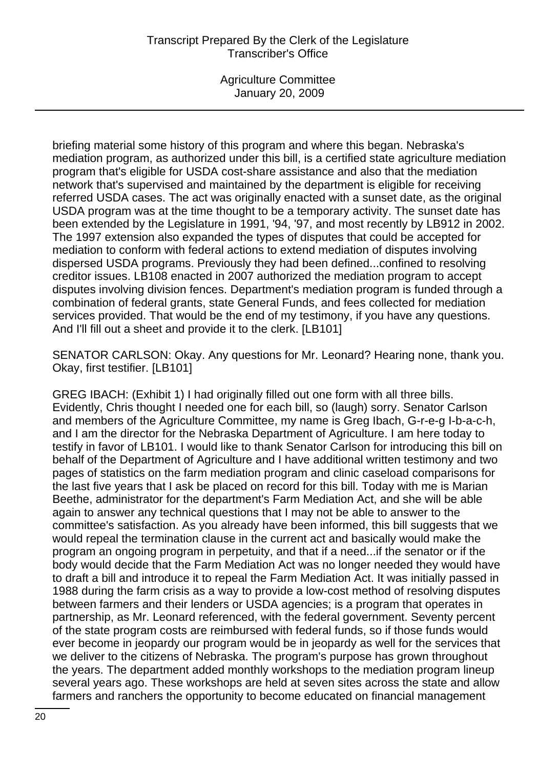briefing material some history of this program and where this began. Nebraska's mediation program, as authorized under this bill, is a certified state agriculture mediation program that's eligible for USDA cost-share assistance and also that the mediation network that's supervised and maintained by the department is eligible for receiving referred USDA cases. The act was originally enacted with a sunset date, as the original USDA program was at the time thought to be a temporary activity. The sunset date has been extended by the Legislature in 1991, '94, '97, and most recently by LB912 in 2002. The 1997 extension also expanded the types of disputes that could be accepted for mediation to conform with federal actions to extend mediation of disputes involving dispersed USDA programs. Previously they had been defined...confined to resolving creditor issues. LB108 enacted in 2007 authorized the mediation program to accept disputes involving division fences. Department's mediation program is funded through a combination of federal grants, state General Funds, and fees collected for mediation services provided. That would be the end of my testimony, if you have any questions. And I'll fill out a sheet and provide it to the clerk. [LB101]

SENATOR CARLSON: Okay. Any questions for Mr. Leonard? Hearing none, thank you. Okay, first testifier. [LB101]

GREG IBACH: (Exhibit 1) I had originally filled out one form with all three bills. Evidently, Chris thought I needed one for each bill, so (laugh) sorry. Senator Carlson and members of the Agriculture Committee, my name is Greg Ibach, G-r-e-g I-b-a-c-h, and I am the director for the Nebraska Department of Agriculture. I am here today to testify in favor of LB101. I would like to thank Senator Carlson for introducing this bill on behalf of the Department of Agriculture and I have additional written testimony and two pages of statistics on the farm mediation program and clinic caseload comparisons for the last five years that I ask be placed on record for this bill. Today with me is Marian Beethe, administrator for the department's Farm Mediation Act, and she will be able again to answer any technical questions that I may not be able to answer to the committee's satisfaction. As you already have been informed, this bill suggests that we would repeal the termination clause in the current act and basically would make the program an ongoing program in perpetuity, and that if a need...if the senator or if the body would decide that the Farm Mediation Act was no longer needed they would have to draft a bill and introduce it to repeal the Farm Mediation Act. It was initially passed in 1988 during the farm crisis as a way to provide a low-cost method of resolving disputes between farmers and their lenders or USDA agencies; is a program that operates in partnership, as Mr. Leonard referenced, with the federal government. Seventy percent of the state program costs are reimbursed with federal funds, so if those funds would ever become in jeopardy our program would be in jeopardy as well for the services that we deliver to the citizens of Nebraska. The program's purpose has grown throughout the years. The department added monthly workshops to the mediation program lineup several years ago. These workshops are held at seven sites across the state and allow farmers and ranchers the opportunity to become educated on financial management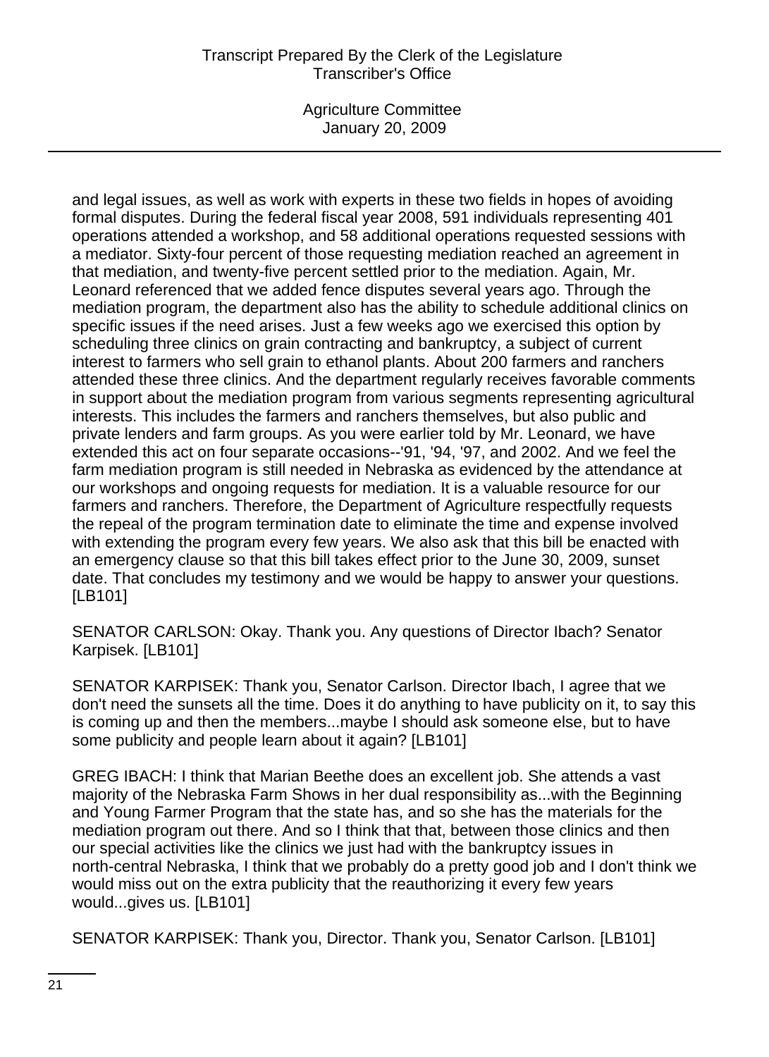and legal issues, as well as work with experts in these two fields in hopes of avoiding formal disputes. During the federal fiscal year 2008, 591 individuals representing 401 operations attended a workshop, and 58 additional operations requested sessions with a mediator. Sixty-four percent of those requesting mediation reached an agreement in that mediation, and twenty-five percent settled prior to the mediation. Again, Mr. Leonard referenced that we added fence disputes several years ago. Through the mediation program, the department also has the ability to schedule additional clinics on specific issues if the need arises. Just a few weeks ago we exercised this option by scheduling three clinics on grain contracting and bankruptcy, a subject of current interest to farmers who sell grain to ethanol plants. About 200 farmers and ranchers attended these three clinics. And the department regularly receives favorable comments in support about the mediation program from various segments representing agricultural interests. This includes the farmers and ranchers themselves, but also public and private lenders and farm groups. As you were earlier told by Mr. Leonard, we have extended this act on four separate occasions--'91, '94, '97, and 2002. And we feel the farm mediation program is still needed in Nebraska as evidenced by the attendance at our workshops and ongoing requests for mediation. It is a valuable resource for our farmers and ranchers. Therefore, the Department of Agriculture respectfully requests the repeal of the program termination date to eliminate the time and expense involved with extending the program every few years. We also ask that this bill be enacted with an emergency clause so that this bill takes effect prior to the June 30, 2009, sunset date. That concludes my testimony and we would be happy to answer your questions. [LB101]

SENATOR CARLSON: Okay. Thank you. Any questions of Director Ibach? Senator Karpisek. [LB101]

SENATOR KARPISEK: Thank you, Senator Carlson. Director Ibach, I agree that we don't need the sunsets all the time. Does it do anything to have publicity on it, to say this is coming up and then the members...maybe I should ask someone else, but to have some publicity and people learn about it again? [LB101]

GREG IBACH: I think that Marian Beethe does an excellent job. She attends a vast majority of the Nebraska Farm Shows in her dual responsibility as...with the Beginning and Young Farmer Program that the state has, and so she has the materials for the mediation program out there. And so I think that that, between those clinics and then our special activities like the clinics we just had with the bankruptcy issues in north-central Nebraska, I think that we probably do a pretty good job and I don't think we would miss out on the extra publicity that the reauthorizing it every few years would...gives us. [LB101]

SENATOR KARPISEK: Thank you, Director. Thank you, Senator Carlson. [LB101]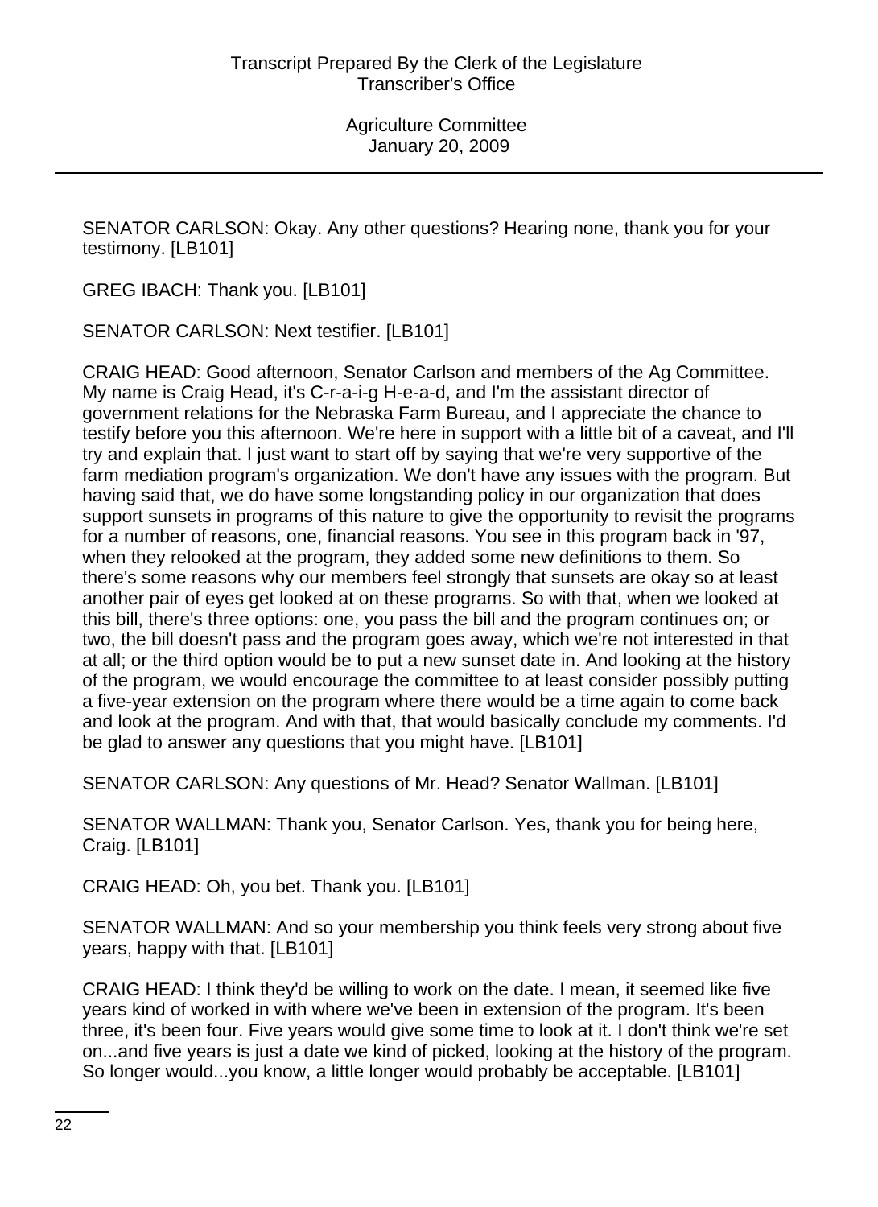SENATOR CARLSON: Okay. Any other questions? Hearing none, thank you for your testimony. [LB101]

GREG IBACH: Thank you. [LB101]

SENATOR CARLSON: Next testifier. [LB101]

CRAIG HEAD: Good afternoon, Senator Carlson and members of the Ag Committee. My name is Craig Head, it's C-r-a-i-g H-e-a-d, and I'm the assistant director of government relations for the Nebraska Farm Bureau, and I appreciate the chance to testify before you this afternoon. We're here in support with a little bit of a caveat, and I'll try and explain that. I just want to start off by saying that we're very supportive of the farm mediation program's organization. We don't have any issues with the program. But having said that, we do have some longstanding policy in our organization that does support sunsets in programs of this nature to give the opportunity to revisit the programs for a number of reasons, one, financial reasons. You see in this program back in '97, when they relooked at the program, they added some new definitions to them. So there's some reasons why our members feel strongly that sunsets are okay so at least another pair of eyes get looked at on these programs. So with that, when we looked at this bill, there's three options: one, you pass the bill and the program continues on; or two, the bill doesn't pass and the program goes away, which we're not interested in that at all; or the third option would be to put a new sunset date in. And looking at the history of the program, we would encourage the committee to at least consider possibly putting a five-year extension on the program where there would be a time again to come back and look at the program. And with that, that would basically conclude my comments. I'd be glad to answer any questions that you might have. [LB101]

SENATOR CARLSON: Any questions of Mr. Head? Senator Wallman. [LB101]

SENATOR WALLMAN: Thank you, Senator Carlson. Yes, thank you for being here, Craig. [LB101]

CRAIG HEAD: Oh, you bet. Thank you. [LB101]

SENATOR WALLMAN: And so your membership you think feels very strong about five years, happy with that. [LB101]

CRAIG HEAD: I think they'd be willing to work on the date. I mean, it seemed like five years kind of worked in with where we've been in extension of the program. It's been three, it's been four. Five years would give some time to look at it. I don't think we're set on...and five years is just a date we kind of picked, looking at the history of the program. So longer would...you know, a little longer would probably be acceptable. [LB101]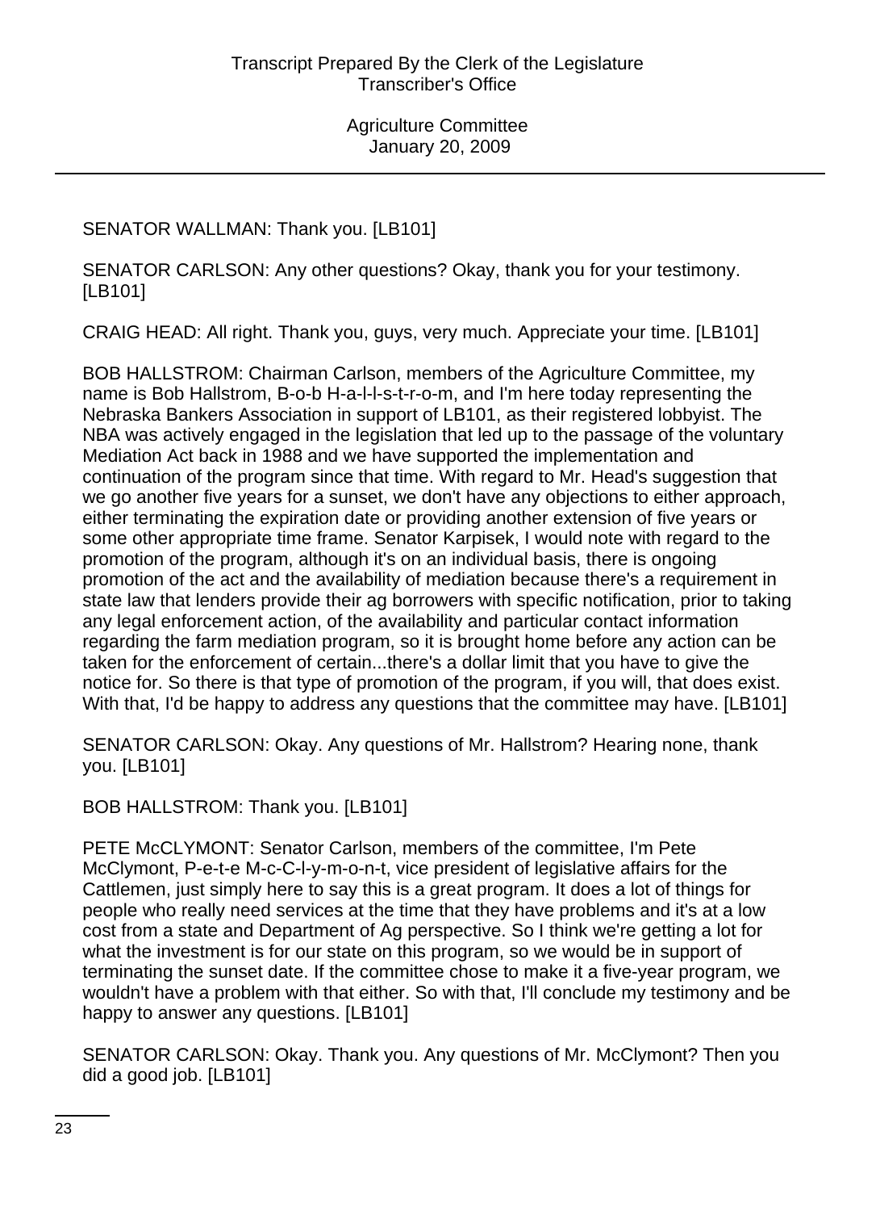SENATOR WALLMAN: Thank you. [LB101]

SENATOR CARLSON: Any other questions? Okay, thank you for your testimony. [LB101]

CRAIG HEAD: All right. Thank you, guys, very much. Appreciate your time. [LB101]

BOB HALLSTROM: Chairman Carlson, members of the Agriculture Committee, my name is Bob Hallstrom, B-o-b H-a-l-l-s-t-r-o-m, and I'm here today representing the Nebraska Bankers Association in support of LB101, as their registered lobbyist. The NBA was actively engaged in the legislation that led up to the passage of the voluntary Mediation Act back in 1988 and we have supported the implementation and continuation of the program since that time. With regard to Mr. Head's suggestion that we go another five years for a sunset, we don't have any objections to either approach, either terminating the expiration date or providing another extension of five years or some other appropriate time frame. Senator Karpisek, I would note with regard to the promotion of the program, although it's on an individual basis, there is ongoing promotion of the act and the availability of mediation because there's a requirement in state law that lenders provide their ag borrowers with specific notification, prior to taking any legal enforcement action, of the availability and particular contact information regarding the farm mediation program, so it is brought home before any action can be taken for the enforcement of certain...there's a dollar limit that you have to give the notice for. So there is that type of promotion of the program, if you will, that does exist. With that, I'd be happy to address any questions that the committee may have. [LB101]

SENATOR CARLSON: Okay. Any questions of Mr. Hallstrom? Hearing none, thank you. [LB101]

BOB HALLSTROM: Thank you. [LB101]

PETE McCLYMONT: Senator Carlson, members of the committee, I'm Pete McClymont, P-e-t-e M-c-C-l-y-m-o-n-t, vice president of legislative affairs for the Cattlemen, just simply here to say this is a great program. It does a lot of things for people who really need services at the time that they have problems and it's at a low cost from a state and Department of Ag perspective. So I think we're getting a lot for what the investment is for our state on this program, so we would be in support of terminating the sunset date. If the committee chose to make it a five-year program, we wouldn't have a problem with that either. So with that, I'll conclude my testimony and be happy to answer any questions. [LB101]

SENATOR CARLSON: Okay. Thank you. Any questions of Mr. McClymont? Then you did a good job. [LB101]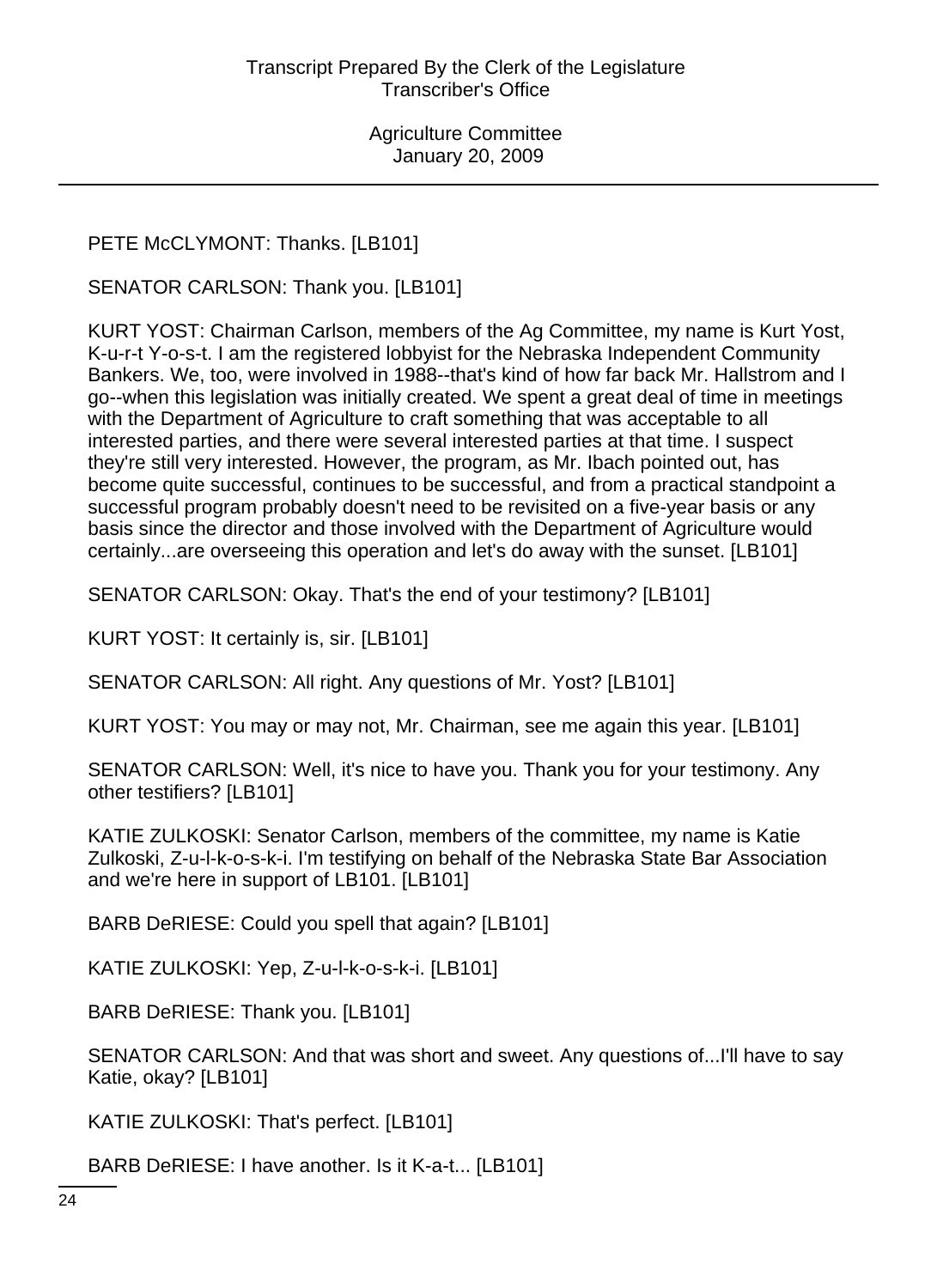PETE McCLYMONT: Thanks. [LB101]

SENATOR CARLSON: Thank you. [LB101]

KURT YOST: Chairman Carlson, members of the Ag Committee, my name is Kurt Yost, K-u-r-t Y-o-s-t. I am the registered lobbyist for the Nebraska Independent Community Bankers. We, too, were involved in 1988--that's kind of how far back Mr. Hallstrom and I go--when this legislation was initially created. We spent a great deal of time in meetings with the Department of Agriculture to craft something that was acceptable to all interested parties, and there were several interested parties at that time. I suspect they're still very interested. However, the program, as Mr. Ibach pointed out, has become quite successful, continues to be successful, and from a practical standpoint a successful program probably doesn't need to be revisited on a five-year basis or any basis since the director and those involved with the Department of Agriculture would certainly...are overseeing this operation and let's do away with the sunset. [LB101]

SENATOR CARLSON: Okay. That's the end of your testimony? [LB101]

KURT YOST: It certainly is, sir. [LB101]

SENATOR CARLSON: All right. Any questions of Mr. Yost? [LB101]

KURT YOST: You may or may not, Mr. Chairman, see me again this year. [LB101]

SENATOR CARLSON: Well, it's nice to have you. Thank you for your testimony. Any other testifiers? [LB101]

KATIE ZULKOSKI: Senator Carlson, members of the committee, my name is Katie Zulkoski, Z-u-l-k-o-s-k-i. I'm testifying on behalf of the Nebraska State Bar Association and we're here in support of LB101. [LB101]

BARB DeRIESE: Could you spell that again? [LB101]

KATIE ZULKOSKI: Yep, Z-u-l-k-o-s-k-i. [LB101]

BARB DeRIESE: Thank you. [LB101]

SENATOR CARLSON: And that was short and sweet. Any questions of...I'll have to say Katie, okay? [LB101]

KATIE ZULKOSKI: That's perfect. [LB101]

BARB DeRIESE: I have another. Is it K-a-t... [LB101]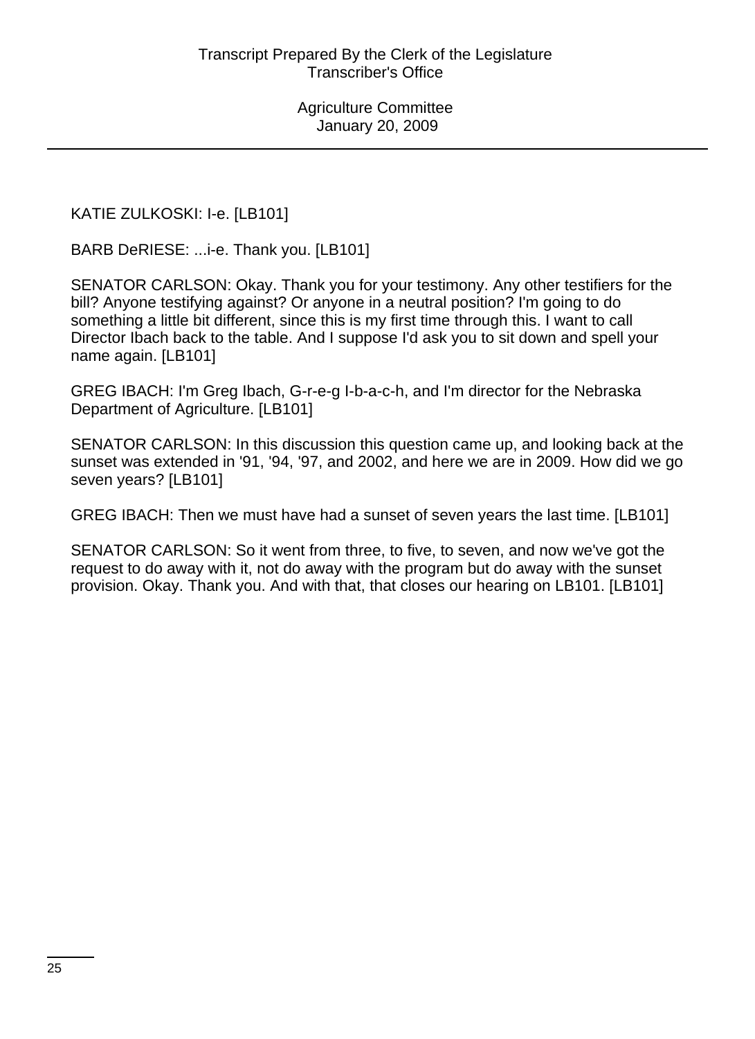KATIE ZULKOSKI: I-e. [LB101]

BARB DeRIESE: ...i-e. Thank you. [LB101]

SENATOR CARLSON: Okay. Thank you for your testimony. Any other testifiers for the bill? Anyone testifying against? Or anyone in a neutral position? I'm going to do something a little bit different, since this is my first time through this. I want to call Director Ibach back to the table. And I suppose I'd ask you to sit down and spell your name again. [LB101]

GREG IBACH: I'm Greg Ibach, G-r-e-g I-b-a-c-h, and I'm director for the Nebraska Department of Agriculture. [LB101]

SENATOR CARLSON: In this discussion this question came up, and looking back at the sunset was extended in '91, '94, '97, and 2002, and here we are in 2009. How did we go seven years? [LB101]

GREG IBACH: Then we must have had a sunset of seven years the last time. [LB101]

SENATOR CARLSON: So it went from three, to five, to seven, and now we've got the request to do away with it, not do away with the program but do away with the sunset provision. Okay. Thank you. And with that, that closes our hearing on LB101. [LB101]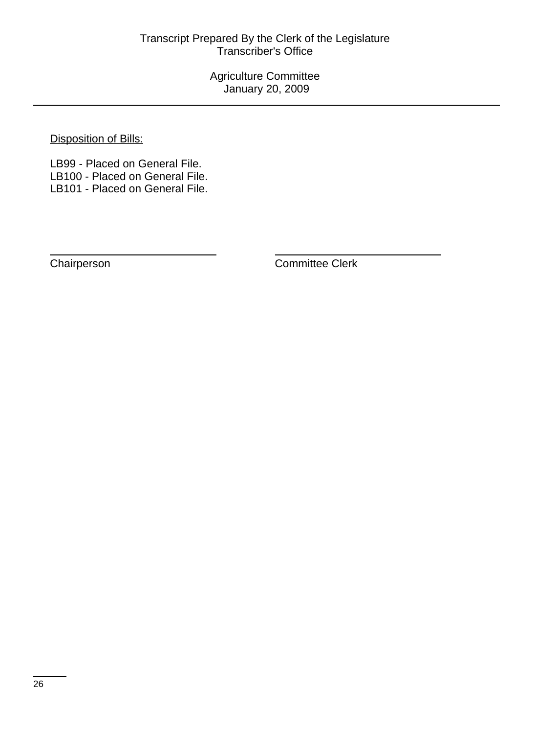Disposition of Bills:

LB99 - Placed on General File.
LB100 - Placed on General File.
LB101 - Placed on General File.

Chairperson

Committee Clerk